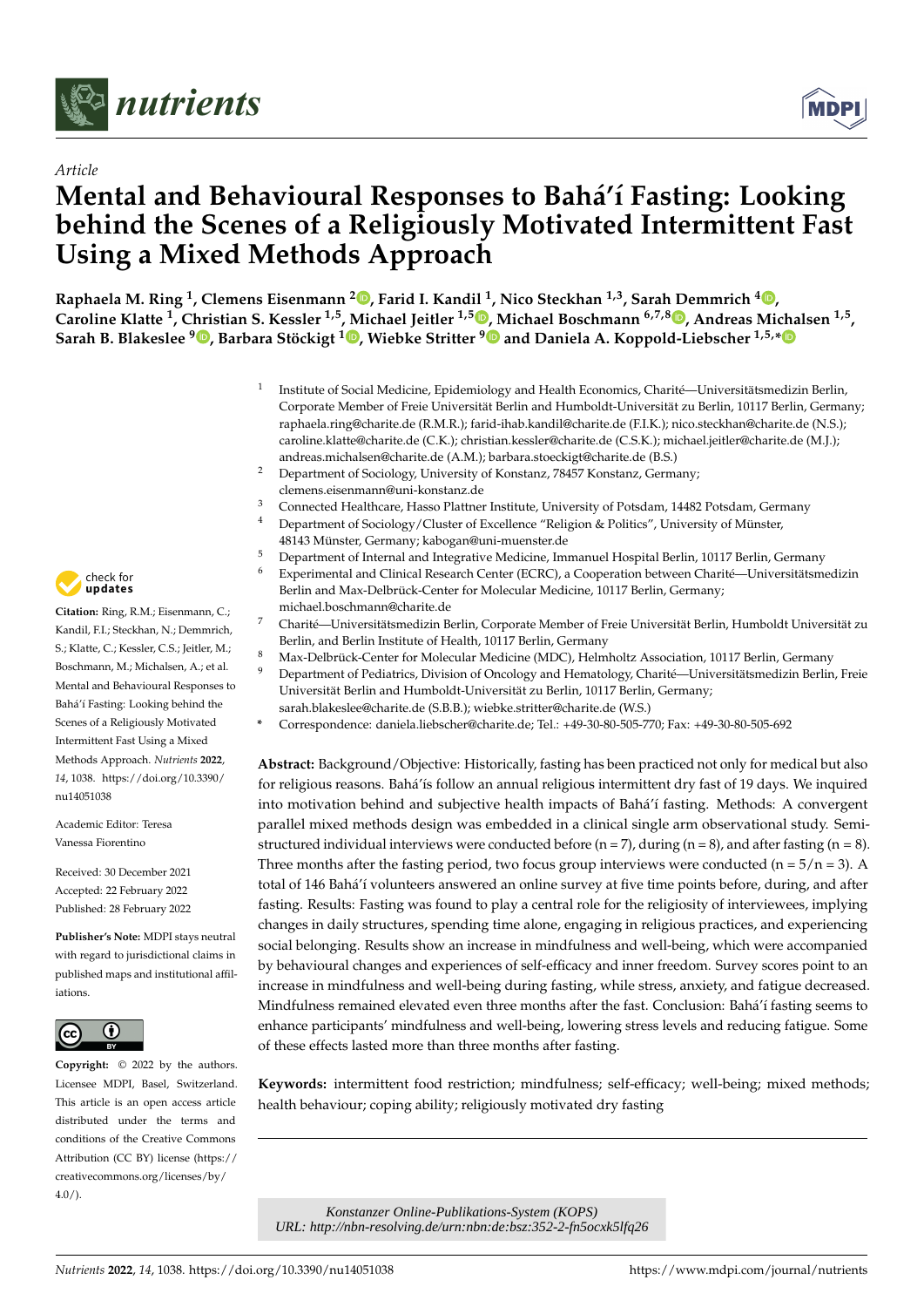*Article*

# Mental and Behavioural Responses to Bahá'í Fasting: Looking behind the Scenes of a Religiously Motivated Intermittent Fast Using a Mixed Methods Approach

**Raphaela M. Ring [1], Clemens Eisenmann [2], Farid I. Kandil [1], Nico Steckhan [1,3], Sarah Demmrich [4], Caroline Klatte [1], Christian S. Kessler [1,5], Michael Jeitler [1,5], Michael Boschmann [6,7,8], Andreas Michalsen [1,5], Sarah B. Blakeslee [9], Barbara Stöckigt [1], Wiebke Stritter [9] and Daniela A. Koppold-Liebscher [1,5,*]**

[1] Institute of Social Medicine, Epidemiology and Health Economics, Charité—Universitätsmedizin Berlin, Corporate Member of Freie Universität Berlin and Humboldt-Universität zu Berlin, 10117 Berlin, Germany; raphaela.ring@charite.de (R.M.R.); farid-ihab.kandil@charite.de (F.I.K.); nico.steckhan@charite.de (N.S.); caroline.klatte@charite.de (C.K.); christian.kessler@charite.de (C.S.K.); michael.jeitler@charite.de (M.J.); andreas.michalsen@charite.de (A.M.); barbara.stoeckigt@charite.de (B.S.)

[2] Department of Sociology, University of Konstanz, 78457 Konstanz, Germany; clemens.eisenmann@uni-konstanz.de

[3] Connected Healthcare, Hasso Plattner Institute, University of Potsdam, 14482 Potsdam, Germany

[4] Department of Sociology/Cluster of Excellence "Religion & Politics", University of Münster, 48143 Münster, Germany; kabogan@uni-muenster.de

[5] Department of Internal and Integrative Medicine, Immanuel Hospital Berlin, 10117 Berlin, Germany

[6] Experimental and Clinical Research Center (ECRC), a Cooperation between Charité—Universitätsmedizin Berlin and Max-Delbrück-Center for Molecular Medicine, 10117 Berlin, Germany; michael.boschmann@charite.de

[7] Charité—Universitätsmedizin Berlin, Corporate Member of Freie Universität Berlin, Humboldt Universität zu Berlin, and Berlin Institute of Health, 10117 Berlin, Germany

[8] Max-Delbrück-Center for Molecular Medicine (MDC), Helmholtz Association, 10117 Berlin, Germany

[9] Department of Pediatrics, Division of Oncology and Hematology, Charité—Universitätsmedizin Berlin, Freie Universität Berlin and Humboldt-Universität zu Berlin, 10117 Berlin, Germany; sarah.blakeslee@charite.de (S.B.B.); wiebke.stritter@charite.de (W.S.)

\* Correspondence: daniela.liebscher@charite.de; Tel.: +49-30-80-505-770; Fax: +49-30-80-505-692

**Citation:** Ring, R.M.; Eisenmann, C.; Kandil, F.I.; Steckhan, N.; Demmrich, S.; Klatte, C.; Kessler, C.S.; Jeitler, M.; Boschmann, M.; Michalsen, A.; et al. Mental and Behavioural Responses to Bahá'í Fasting: Looking behind the Scenes of a Religiously Motivated Intermittent Fast Using a Mixed Methods Approach. *Nutrients* **2022**, *14*, 1038. https://doi.org/10.3390/nu14051038

Academic Editor: Teresa Vanessa Fiorentino

Received: 30 December 2021
Accepted: 22 February 2022
Published: 28 February 2022

**Publisher's Note:** MDPI stays neutral with regard to jurisdictional claims in published maps and institutional affiliations.

**Copyright:** © 2022 by the authors. Licensee MDPI, Basel, Switzerland. This article is an open access article distributed under the terms and conditions of the Creative Commons Attribution (CC BY) license (https://creativecommons.org/licenses/by/4.0/).

**Abstract:** Background/Objective: Historically, fasting has been practiced not only for medical but also for religious reasons. Bahá'ís follow an annual religious intermittent dry fast of 19 days. We inquired into motivation behind and subjective health impacts of Bahá'í fasting. Methods: A convergent parallel mixed methods design was embedded in a clinical single arm observational study. Semi-structured individual interviews were conducted before (n = 7), during (n = 8), and after fasting (n = 8). Three months after the fasting period, two focus group interviews were conducted (n = 5/n = 3). A total of 146 Bahá'í volunteers answered an online survey at five time points before, during, and after fasting. Results: Fasting was found to play a central role for the religiosity of interviewees, implying changes in daily structures, spending time alone, engaging in religious practices, and experiencing social belonging. Results show an increase in mindfulness and well-being, which were accompanied by behavioural changes and experiences of self-efficacy and inner freedom. Survey scores point to an increase in mindfulness and well-being during fasting, while stress, anxiety, and fatigue decreased. Mindfulness remained elevated even three months after the fast. Conclusion: Bahá'í fasting seems to enhance participants' mindfulness and well-being, lowering stress levels and reducing fatigue. Some of these effects lasted more than three months after fasting.

**Keywords:** intermittent food restriction; mindfulness; self-efficacy; well-being; mixed methods; health behaviour; coping ability; religiously motivated dry fasting

*Konstanzer Online-Publikations-System (KOPS)*
*URL: http://nbn-resolving.de/urn:nbn:de:bsz:352-2-fn5ocxk5lfq26*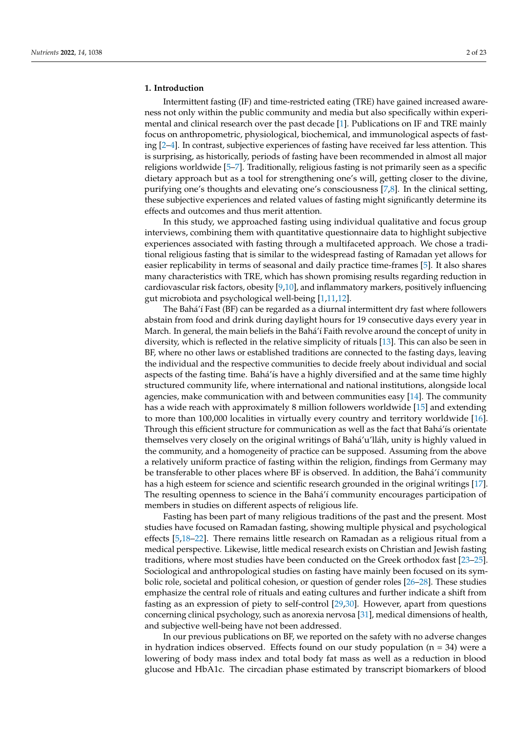## 1. Introduction

Intermittent fasting (IF) and time-restricted eating (TRE) have gained increased awareness not only within the public community and media but also specifically within experimental and clinical research over the past decade [1]. Publications on IF and TRE mainly focus on anthropometric, physiological, biochemical, and immunological aspects of fasting [2–4]. In contrast, subjective experiences of fasting have received far less attention. This is surprising, as historically, periods of fasting have been recommended in almost all major religions worldwide [5–7]. Traditionally, religious fasting is not primarily seen as a specific dietary approach but as a tool for strengthening one's will, getting closer to the divine, purifying one's thoughts and elevating one's consciousness [7,8]. In the clinical setting, these subjective experiences and related values of fasting might significantly determine its effects and outcomes and thus merit attention.

In this study, we approached fasting using individual qualitative and focus group interviews, combining them with quantitative questionnaire data to highlight subjective experiences associated with fasting through a multifaceted approach. We chose a traditional religious fasting that is similar to the widespread fasting of Ramadan yet allows for easier replicability in terms of seasonal and daily practice time-frames [5]. It also shares many characteristics with TRE, which has shown promising results regarding reduction in cardiovascular risk factors, obesity [9,10], and inflammatory markers, positively influencing gut microbiota and psychological well-being [1,11,12].

The Bahá'í Fast (BF) can be regarded as a diurnal intermittent dry fast where followers abstain from food and drink during daylight hours for 19 consecutive days every year in March. In general, the main beliefs in the Bahá'í Faith revolve around the concept of unity in diversity, which is reflected in the relative simplicity of rituals [13]. This can also be seen in BF, where no other laws or established traditions are connected to the fasting days, leaving the individual and the respective communities to decide freely about individual and social aspects of the fasting time. Bahá'ís have a highly diversified and at the same time highly structured community life, where international and national institutions, alongside local agencies, make communication with and between communities easy [14]. The community has a wide reach with approximately 8 million followers worldwide [15] and extending to more than 100,000 localities in virtually every country and territory worldwide [16]. Through this efficient structure for communication as well as the fact that Bahá'ís orientate themselves very closely on the original writings of Bahá'u'lláh, unity is highly valued in the community, and a homogeneity of practice can be supposed. Assuming from the above a relatively uniform practice of fasting within the religion, findings from Germany may be transferable to other places where BF is observed. In addition, the Bahá'í community has a high esteem for science and scientific research grounded in the original writings [17]. The resulting openness to science in the Bahá'í community encourages participation of members in studies on different aspects of religious life.

Fasting has been part of many religious traditions of the past and the present. Most studies have focused on Ramadan fasting, showing multiple physical and psychological effects [5,18–22]. There remains little research on Ramadan as a religious ritual from a medical perspective. Likewise, little medical research exists on Christian and Jewish fasting traditions, where most studies have been conducted on the Greek orthodox fast [23–25]. Sociological and anthropological studies on fasting have mainly been focused on its symbolic role, societal and political cohesion, or question of gender roles [26–28]. These studies emphasize the central role of rituals and eating cultures and further indicate a shift from fasting as an expression of piety to self-control [29,30]. However, apart from questions concerning clinical psychology, such as anorexia nervosa [31], medical dimensions of health, and subjective well-being have not been addressed.

In our previous publications on BF, we reported on the safety with no adverse changes in hydration indices observed. Effects found on our study population (n = 34) were a lowering of body mass index and total body fat mass as well as a reduction in blood glucose and HbA1c. The circadian phase estimated by transcript biomarkers of blood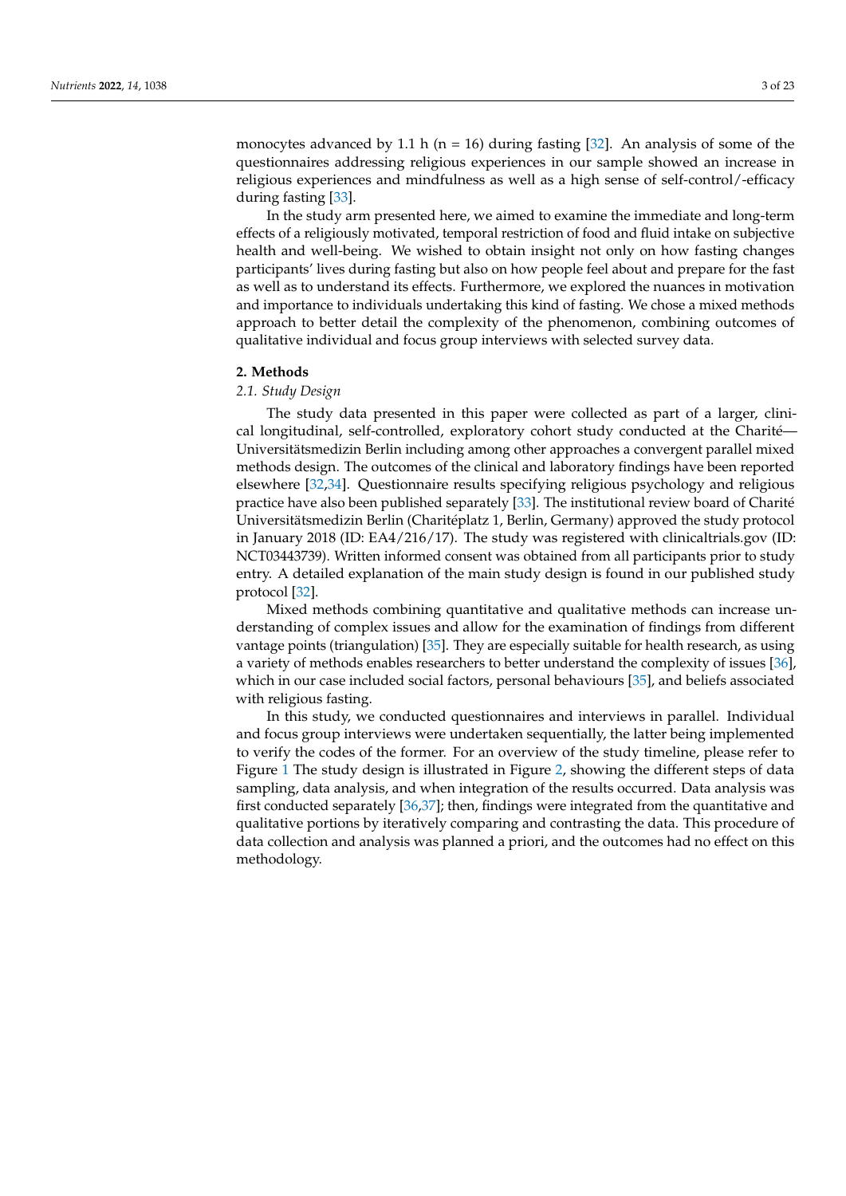monocytes advanced by 1.1 h (n = 16) during fasting [32]. An analysis of some of the questionnaires addressing religious experiences in our sample showed an increase in religious experiences and mindfulness as well as a high sense of self-control/-efficacy during fasting [33].

In the study arm presented here, we aimed to examine the immediate and long-term effects of a religiously motivated, temporal restriction of food and fluid intake on subjective health and well-being. We wished to obtain insight not only on how fasting changes participants' lives during fasting but also on how people feel about and prepare for the fast as well as to understand its effects. Furthermore, we explored the nuances in motivation and importance to individuals undertaking this kind of fasting. We chose a mixed methods approach to better detail the complexity of the phenomenon, combining outcomes of qualitative individual and focus group interviews with selected survey data.

## 2. Methods

### *2.1. Study Design*

The study data presented in this paper were collected as part of a larger, clinical longitudinal, self-controlled, exploratory cohort study conducted at the Charité—Universitätsmedizin Berlin including among other approaches a convergent parallel mixed methods design. The outcomes of the clinical and laboratory findings have been reported elsewhere [32,34]. Questionnaire results specifying religious psychology and religious practice have also been published separately [33]. The institutional review board of Charité Universitätsmedizin Berlin (Charitéplatz 1, Berlin, Germany) approved the study protocol in January 2018 (ID: EA4/216/17). The study was registered with clinicaltrials.gov (ID: NCT03443739). Written informed consent was obtained from all participants prior to study entry. A detailed explanation of the main study design is found in our published study protocol [32].

Mixed methods combining quantitative and qualitative methods can increase understanding of complex issues and allow for the examination of findings from different vantage points (triangulation) [35]. They are especially suitable for health research, as using a variety of methods enables researchers to better understand the complexity of issues [36], which in our case included social factors, personal behaviours [35], and beliefs associated with religious fasting.

In this study, we conducted questionnaires and interviews in parallel. Individual and focus group interviews were undertaken sequentially, the latter being implemented to verify the codes of the former. For an overview of the study timeline, please refer to Figure 1 The study design is illustrated in Figure 2, showing the different steps of data sampling, data analysis, and when integration of the results occurred. Data analysis was first conducted separately [36,37]; then, findings were integrated from the quantitative and qualitative portions by iteratively comparing and contrasting the data. This procedure of data collection and analysis was planned a priori, and the outcomes had no effect on this methodology.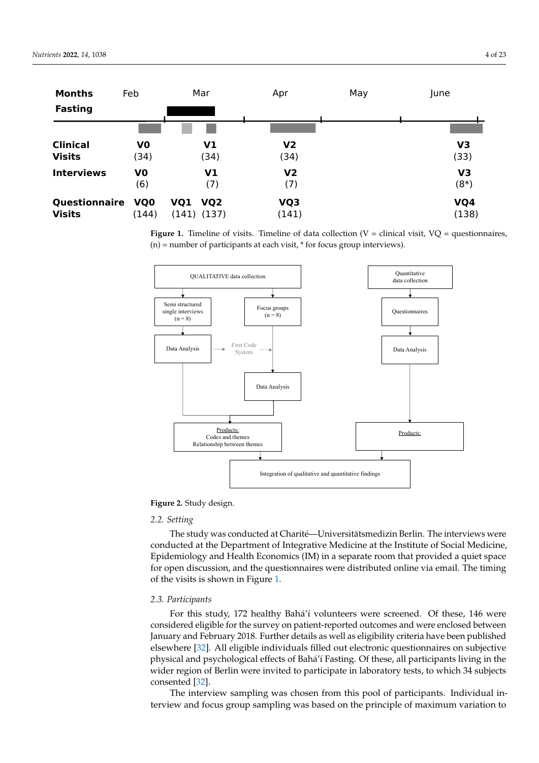| Months | Feb | Mar | | Apr | May | June |
|---|---|---|---|---|---|---|
| Fasting | | | | | | |
| Clinical Visits | V0 (34) | | V1 (34) | V2 (34) | | V3 (33) |
| Interviews | V0 (6) | | V1 (7) | V2 (7) | | V3 (8*) |
| Questionnaire Visits | VQ0 (144) | VQ1 (141) | VQ2 (137) | VQ3 (141) | | VQ4 (138) |

**Figure 1.** Timeline of visits. Timeline of data collection (V = clinical visit, VQ = questionnaires, (n) = number of participants at each visit, * for focus group interviews).

QUALITATIVE data collection → Semi structured single interviews (n = 8) → Data Analysis → First Code System → Focus groups (n = 8) → Data Analysis → Products: Codes and themes, Relationship between themes

Quantitative data collection → Questionnaires → Data Analysis → Products:

→ Integration of qualitative and quantitative findings

**Figure 2.** Study design.

### 2.2. Setting

The study was conducted at Charité—Universitätsmedizin Berlin. The interviews were conducted at the Department of Integrative Medicine at the Institute of Social Medicine, Epidemiology and Health Economics (IM) in a separate room that provided a quiet space for open discussion, and the questionnaires were distributed online via email. The timing of the visits is shown in Figure 1.

### 2.3. Participants

For this study, 172 healthy Bahá'í volunteers were screened. Of these, 146 were considered eligible for the survey on patient-reported outcomes and were enclosed between January and February 2018. Further details as well as eligibility criteria have been published elsewhere [32]. All eligible individuals filled out electronic questionnaires on subjective physical and psychological effects of Bahá'í Fasting. Of these, all participants living in the wider region of Berlin were invited to participate in laboratory tests, to which 34 subjects consented [32].

The interview sampling was chosen from this pool of participants. Individual interview and focus group sampling was based on the principle of maximum variation to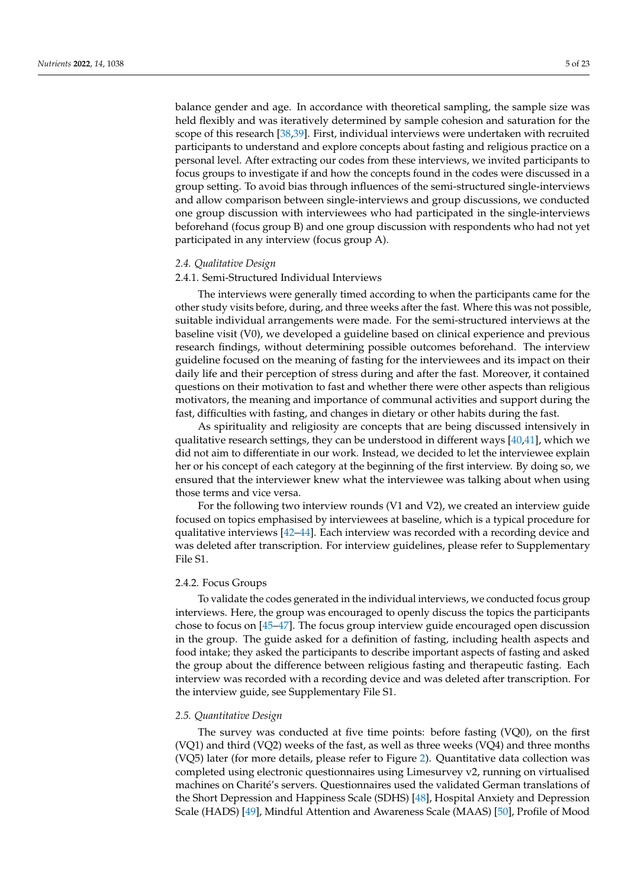balance gender and age. In accordance with theoretical sampling, the sample size was held flexibly and was iteratively determined by sample cohesion and saturation for the scope of this research [38,39]. First, individual interviews were undertaken with recruited participants to understand and explore concepts about fasting and religious practice on a personal level. After extracting our codes from these interviews, we invited participants to focus groups to investigate if and how the concepts found in the codes were discussed in a group setting. To avoid bias through influences of the semi-structured single-interviews and allow comparison between single-interviews and group discussions, we conducted one group discussion with interviewees who had participated in the single-interviews beforehand (focus group B) and one group discussion with respondents who had not yet participated in any interview (focus group A).

### *2.4. Qualitative Design*

#### 2.4.1. Semi-Structured Individual Interviews

The interviews were generally timed according to when the participants came for the other study visits before, during, and three weeks after the fast. Where this was not possible, suitable individual arrangements were made. For the semi-structured interviews at the baseline visit (V0), we developed a guideline based on clinical experience and previous research findings, without determining possible outcomes beforehand. The interview guideline focused on the meaning of fasting for the interviewees and its impact on their daily life and their perception of stress during and after the fast. Moreover, it contained questions on their motivation to fast and whether there were other aspects than religious motivators, the meaning and importance of communal activities and support during the fast, difficulties with fasting, and changes in dietary or other habits during the fast.

As spirituality and religiosity are concepts that are being discussed intensively in qualitative research settings, they can be understood in different ways [40,41], which we did not aim to differentiate in our work. Instead, we decided to let the interviewee explain her or his concept of each category at the beginning of the first interview. By doing so, we ensured that the interviewer knew what the interviewee was talking about when using those terms and vice versa.

For the following two interview rounds (V1 and V2), we created an interview guide focused on topics emphasised by interviewees at baseline, which is a typical procedure for qualitative interviews [42–44]. Each interview was recorded with a recording device and was deleted after transcription. For interview guidelines, please refer to Supplementary File S1.

#### 2.4.2. Focus Groups

To validate the codes generated in the individual interviews, we conducted focus group interviews. Here, the group was encouraged to openly discuss the topics the participants chose to focus on [45–47]. The focus group interview guide encouraged open discussion in the group. The guide asked for a definition of fasting, including health aspects and food intake; they asked the participants to describe important aspects of fasting and asked the group about the difference between religious fasting and therapeutic fasting. Each interview was recorded with a recording device and was deleted after transcription. For the interview guide, see Supplementary File S1.

### *2.5. Quantitative Design*

The survey was conducted at five time points: before fasting (VQ0), on the first (VQ1) and third (VQ2) weeks of the fast, as well as three weeks (VQ4) and three months (VQ5) later (for more details, please refer to Figure 2). Quantitative data collection was completed using electronic questionnaires using Limesurvey v2, running on virtualised machines on Charité's servers. Questionnaires used the validated German translations of the Short Depression and Happiness Scale (SDHS) [48], Hospital Anxiety and Depression Scale (HADS) [49], Mindful Attention and Awareness Scale (MAAS) [50], Profile of Mood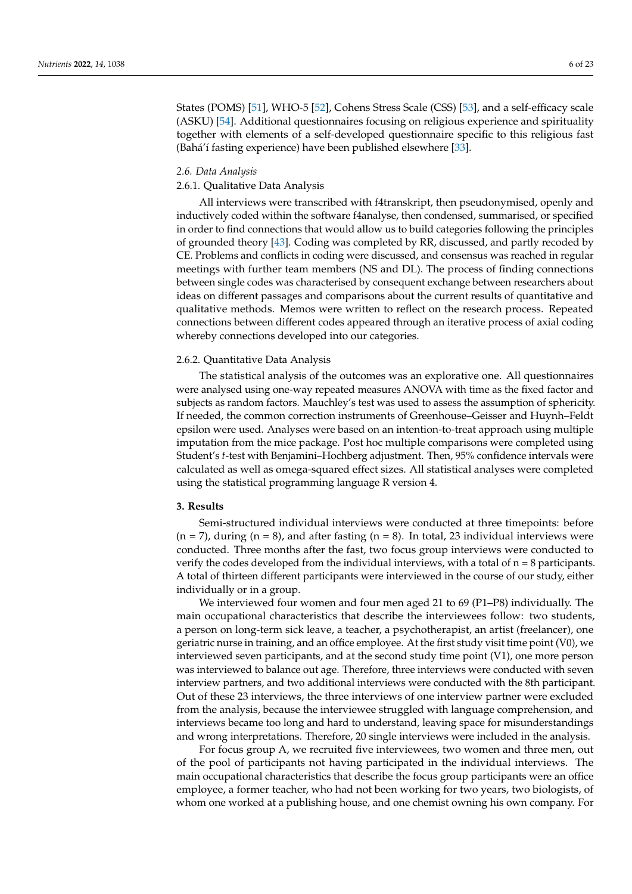States (POMS) [51], WHO-5 [52], Cohens Stress Scale (CSS) [53], and a self-efficacy scale (ASKU) [54]. Additional questionnaires focusing on religious experience and spirituality together with elements of a self-developed questionnaire specific to this religious fast (Bahá'í fasting experience) have been published elsewhere [33].

### *2.6. Data Analysis*

#### 2.6.1. Qualitative Data Analysis

All interviews were transcribed with f4transkript, then pseudonymised, openly and inductively coded within the software f4analyse, then condensed, summarised, or specified in order to find connections that would allow us to build categories following the principles of grounded theory [43]. Coding was completed by RR, discussed, and partly recoded by CE. Problems and conflicts in coding were discussed, and consensus was reached in regular meetings with further team members (NS and DL). The process of finding connections between single codes was characterised by consequent exchange between researchers about ideas on different passages and comparisons about the current results of quantitative and qualitative methods. Memos were written to reflect on the research process. Repeated connections between different codes appeared through an iterative process of axial coding whereby connections developed into our categories.

#### 2.6.2. Quantitative Data Analysis

The statistical analysis of the outcomes was an explorative one. All questionnaires were analysed using one-way repeated measures ANOVA with time as the fixed factor and subjects as random factors. Mauchley's test was used to assess the assumption of sphericity. If needed, the common correction instruments of Greenhouse–Geisser and Huynh–Feldt epsilon were used. Analyses were based on an intention-to-treat approach using multiple imputation from the mice package. Post hoc multiple comparisons were completed using Student's *t*-test with Benjamini–Hochberg adjustment. Then, 95% confidence intervals were calculated as well as omega-squared effect sizes. All statistical analyses were completed using the statistical programming language R version 4.

## 3. Results

Semi-structured individual interviews were conducted at three timepoints: before (n = 7), during (n = 8), and after fasting (n = 8). In total, 23 individual interviews were conducted. Three months after the fast, two focus group interviews were conducted to verify the codes developed from the individual interviews, with a total of n = 8 participants. A total of thirteen different participants were interviewed in the course of our study, either individually or in a group.

We interviewed four women and four men aged 21 to 69 (P1–P8) individually. The main occupational characteristics that describe the interviewees follow: two students, a person on long-term sick leave, a teacher, a psychotherapist, an artist (freelancer), one geriatric nurse in training, and an office employee. At the first study visit time point (V0), we interviewed seven participants, and at the second study time point (V1), one more person was interviewed to balance out age. Therefore, three interviews were conducted with seven interview partners, and two additional interviews were conducted with the 8th participant. Out of these 23 interviews, the three interviews of one interview partner were excluded from the analysis, because the interviewee struggled with language comprehension, and interviews became too long and hard to understand, leaving space for misunderstandings and wrong interpretations. Therefore, 20 single interviews were included in the analysis.

For focus group A, we recruited five interviewees, two women and three men, out of the pool of participants not having participated in the individual interviews. The main occupational characteristics that describe the focus group participants were an office employee, a former teacher, who had not been working for two years, two biologists, of whom one worked at a publishing house, and one chemist owning his own company. For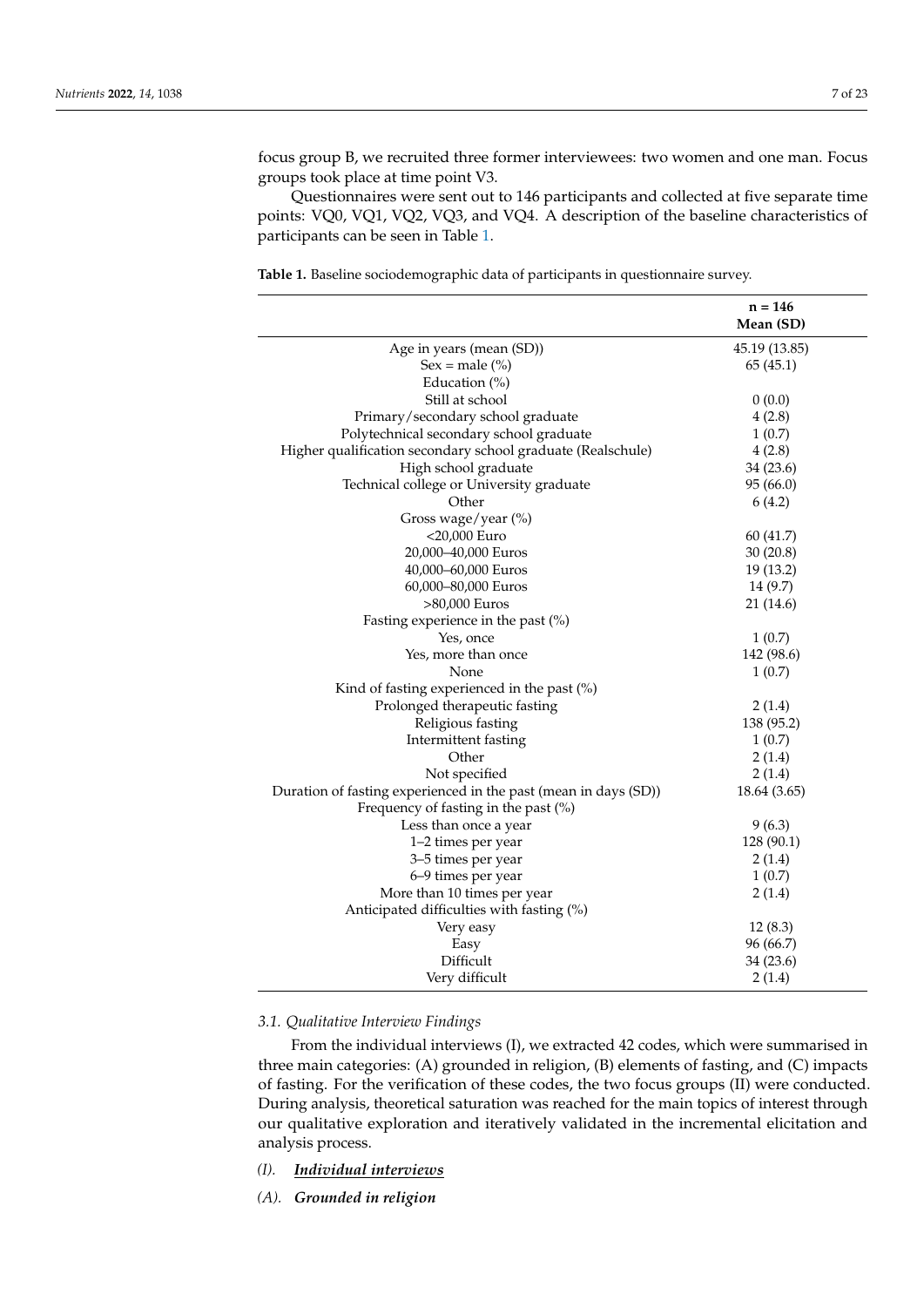focus group B, we recruited three former interviewees: two women and one man. Focus groups took place at time point V3.

Questionnaires were sent out to 146 participants and collected at five separate time points: VQ0, VQ1, VQ2, VQ3, and VQ4. A description of the baseline characteristics of participants can be seen in Table 1.

**Table 1.** Baseline sociodemographic data of participants in questionnaire survey.

| | n = 146 Mean (SD) |
|---|---|
| Age in years (mean (SD)) | 45.19 (13.85) |
| Sex = male (%) | 65 (45.1) |
| Education (%) | |
| Still at school | 0 (0.0) |
| Primary/secondary school graduate | 4 (2.8) |
| Polytechnical secondary school graduate | 1 (0.7) |
| Higher qualification secondary school graduate (Realschule) | 4 (2.8) |
| High school graduate | 34 (23.6) |
| Technical college or University graduate | 95 (66.0) |
| Other | 6 (4.2) |
| Gross wage/year (%) | |
| <20,000 Euro | 60 (41.7) |
| 20,000–40,000 Euros | 30 (20.8) |
| 40,000–60,000 Euros | 19 (13.2) |
| 60,000–80,000 Euros | 14 (9.7) |
| >80,000 Euros | 21 (14.6) |
| Fasting experience in the past (%) | |
| Yes, once | 1 (0.7) |
| Yes, more than once | 142 (98.6) |
| None | 1 (0.7) |
| Kind of fasting experienced in the past (%) | |
| Prolonged therapeutic fasting | 2 (1.4) |
| Religious fasting | 138 (95.2) |
| Intermittent fasting | 1 (0.7) |
| Other | 2 (1.4) |
| Not specified | 2 (1.4) |
| Duration of fasting experienced in the past (mean in days (SD)) | 18.64 (3.65) |
| Frequency of fasting in the past (%) | |
| Less than once a year | 9 (6.3) |
| 1–2 times per year | 128 (90.1) |
| 3–5 times per year | 2 (1.4) |
| 6–9 times per year | 1 (0.7) |
| More than 10 times per year | 2 (1.4) |
| Anticipated difficulties with fasting (%) | |
| Very easy | 12 (8.3) |
| Easy | 96 (66.7) |
| Difficult | 34 (23.6) |
| Very difficult | 2 (1.4) |

### *3.1. Qualitative Interview Findings*

From the individual interviews (I), we extracted 42 codes, which were summarised in three main categories: (A) grounded in religion, (B) elements of fasting, and (C) impacts of fasting. For the verification of these codes, the two focus groups (II) were conducted. During analysis, theoretical saturation was reached for the main topics of interest through our qualitative exploration and iteratively validated in the incremental elicitation and analysis process.

*(I).* ***<u>Individual interviews</u>***

*(A).* ***Grounded in religion***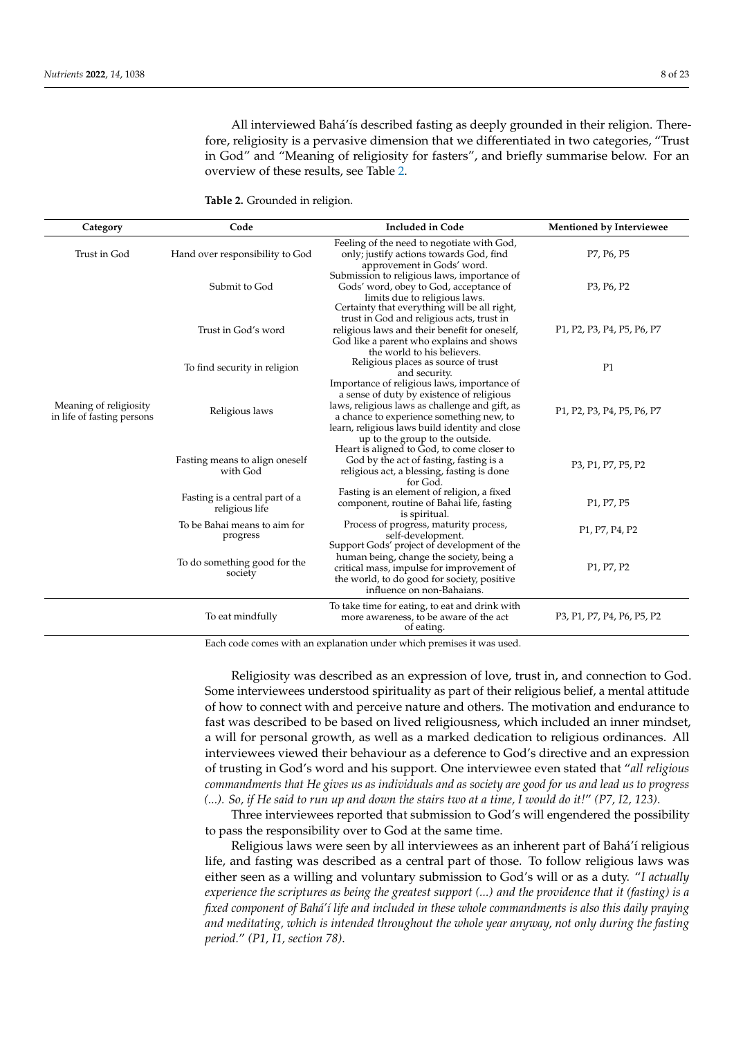All interviewed Bahá'ís described fasting as deeply grounded in their religion. Therefore, religiosity is a pervasive dimension that we differentiated in two categories, "Trust in God" and "Meaning of religiosity for fasters", and briefly summarise below. For an overview of these results, see Table 2.

**Table 2.** Grounded in religion.

| Category | Code | Included in Code | Mentioned by Interviewee |
|---|---|---|---|
| Trust in God | Hand over responsibility to God | Feeling of the need to negotiate with God, only; justify actions towards God, find approvement in Gods' word. | P7, P6, P5 |
| | Submit to God | Submission to religious laws, importance of Gods' word, obey to God, acceptance of limits due to religious laws. | P3, P6, P2 |
| | Trust in God's word | Certainty that everything will be all right, trust in God and religious acts, trust in religious laws and their benefit for oneself, God like a parent who explains and shows the world to his believers. | P1, P2, P3, P4, P5, P6, P7 |
| | To find security in religion | Religious places as source of trust and security. | P1 |
| Meaning of religiosity in life of fasting persons | Religious laws | Importance of religious laws, importance of a sense of duty by existence of religious laws, religious laws as challenge and gift, as a chance to experience something new, to learn, religious laws build identity and close up to the group to the outside. | P1, P2, P3, P4, P5, P6, P7 |
| | Fasting means to align oneself with God | Heart is aligned to God, to come closer to God by the act of fasting, fasting is a religious act, a blessing, fasting is done for God. | P3, P1, P7, P5, P2 |
| | Fasting is a central part of a religious life | Fasting is an element of religion, a fixed component, routine of Bahai life, fasting is spiritual. | P1, P7, P5 |
| | To be Bahai means to aim for progress | Process of progress, maturity process, self-development. | P1, P7, P4, P2 |
| | To do something good for the society | Support Gods' project of development of the human being, change the society, being a critical mass, impulse for improvement of the world, to do good for society, positive influence on non-Bahaians. | P1, P7, P2 |
| | To eat mindfully | To take time for eating, to eat and drink with more awareness, to be aware of the act of eating. | P3, P1, P7, P4, P6, P5, P2 |

Each code comes with an explanation under which premises it was used.

Religiosity was described as an expression of love, trust in, and connection to God. Some interviewees understood spirituality as part of their religious belief, a mental attitude of how to connect with and perceive nature and others. The motivation and endurance to fast was described to be based on lived religiousness, which included an inner mindset, a will for personal growth, as well as a marked dedication to religious ordinances. All interviewees viewed their behaviour as a deference to God's directive and an expression of trusting in God's word and his support. One interviewee even stated that "*all religious commandments that He gives us as individuals and as society are good for us and lead us to progress (...). So, if He said to run up and down the stairs two at a time, I would do it!*" (*P7, I2, 123*).

Three interviewees reported that submission to God's will engendered the possibility to pass the responsibility over to God at the same time.

Religious laws were seen by all interviewees as an inherent part of Bahá'í religious life, and fasting was described as a central part of those. To follow religious laws was either seen as a willing and voluntary submission to God's will or as a duty. "*I actually experience the scriptures as being the greatest support (...) and the providence that it (fasting) is a fixed component of Bahá'í life and included in these whole commandments is also this daily praying and meditating, which is intended throughout the whole year anyway, not only during the fasting period.*" *(P1, I1, section 78)*.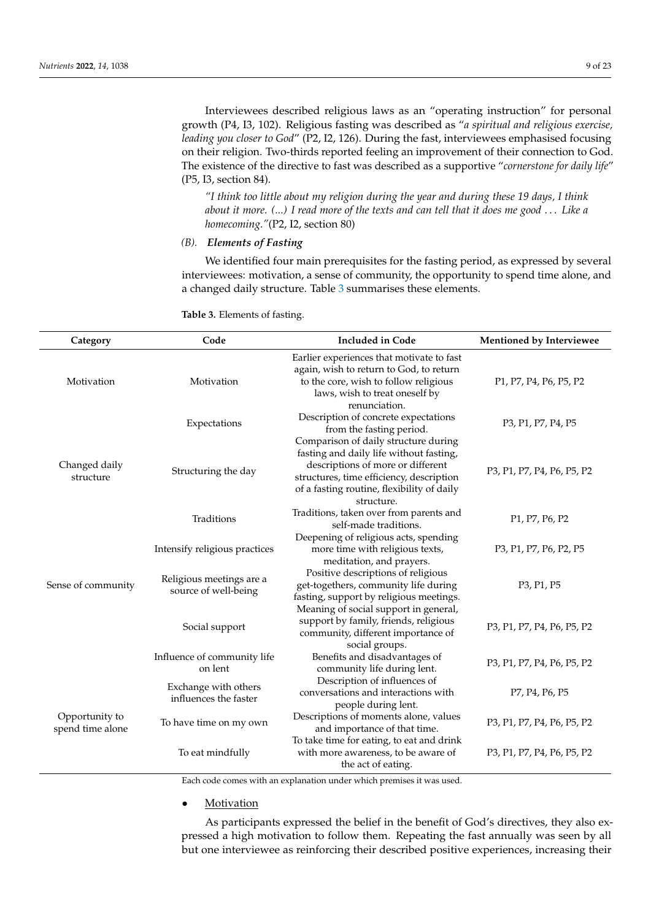Interviewees described religious laws as an "operating instruction" for personal growth (P4, I3, 102). Religious fasting was described as "*a spiritual and religious exercise, leading you closer to God*" (P2, I2, 126). During the fast, interviewees emphasised focusing on their religion. Two-thirds reported feeling an improvement of their connection to God. The existence of the directive to fast was described as a supportive "*cornerstone for daily life*" (P5, I3, section 84).

> *"I think too little about my religion during the year and during these 19 days, I think about it more. (...) I read more of the texts and can tell that it does me good ... Like a homecoming."*(P2, I2, section 80)

*(B).* ***Elements of Fasting***

We identified four main prerequisites for the fasting period, as expressed by several interviewees: motivation, a sense of community, the opportunity to spend time alone, and a changed daily structure. Table 3 summarises these elements.

**Table 3.** Elements of fasting.

| Category | Code | Included in Code | Mentioned by Interviewee |
|---|---|---|---|
| Motivation | Motivation | Earlier experiences that motivate to fast again, wish to return to God, to return to the core, wish to follow religious laws, wish to treat oneself by renunciation. | P1, P7, P4, P6, P5, P2 |
| | Expectations | Description of concrete expectations from the fasting period. | P3, P1, P7, P4, P5 |
| Changed daily structure | Structuring the day | Comparison of daily structure during fasting and daily life without fasting, descriptions of more or different structures, time efficiency, description of a fasting routine, flexibility of daily structure. | P3, P1, P7, P4, P6, P5, P2 |
| | Traditions | Traditions, taken over from parents and self-made traditions. | P1, P7, P6, P2 |
| | Intensify religious practices | Deepening of religious acts, spending more time with religious texts, meditation, and prayers. | P3, P1, P7, P6, P2, P5 |
| Sense of community | Religious meetings are a source of well-being | Positive descriptions of religious get-togethers, community life during fasting, support by religious meetings. | P3, P1, P5 |
| | Social support | Meaning of social support in general, support by family, friends, religious community, different importance of social groups. | P3, P1, P7, P4, P6, P5, P2 |
| | Influence of community life on lent | Benefits and disadvantages of community life during lent. | P3, P1, P7, P4, P6, P5, P2 |
| | Exchange with others influences the faster | Description of influences of conversations and interactions with people during lent. | P7, P4, P6, P5 |
| Opportunity to spend time alone | To have time on my own | Descriptions of moments alone, values and importance of that time. | P3, P1, P7, P4, P6, P5, P2 |
| | To eat mindfully | To take time for eating, to eat and drink with more awareness, to be aware of the act of eating. | P3, P1, P7, P4, P6, P5, P2 |

Each code comes with an explanation under which premises it was used.

- Motivation

As participants expressed the belief in the benefit of God's directives, they also expressed a high motivation to follow them. Repeating the fast annually was seen by all but one interviewee as reinforcing their described positive experiences, increasing their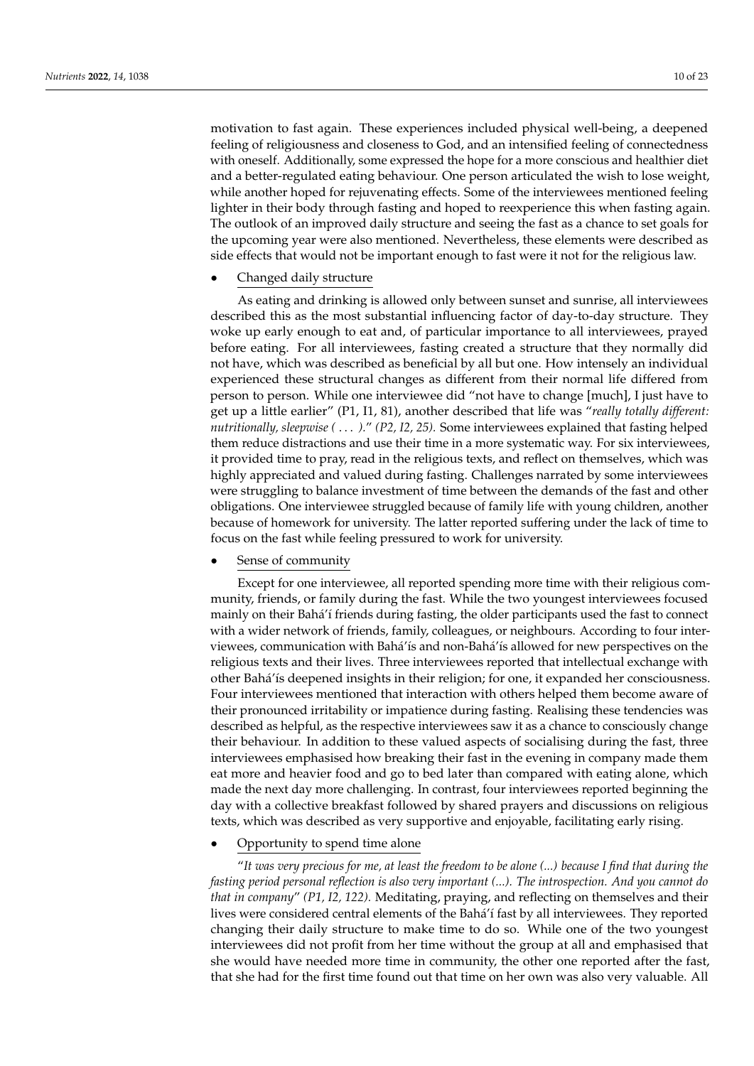motivation to fast again. These experiences included physical well-being, a deepened feeling of religiousness and closeness to God, and an intensified feeling of connectedness with oneself. Additionally, some expressed the hope for a more conscious and healthier diet and a better-regulated eating behaviour. One person articulated the wish to lose weight, while another hoped for rejuvenating effects. Some of the interviewees mentioned feeling lighter in their body through fasting and hoped to reexperience this when fasting again. The outlook of an improved daily structure and seeing the fast as a chance to set goals for the upcoming year were also mentioned. Nevertheless, these elements were described as side effects that would not be important enough to fast were it not for the religious law.

- Changed daily structure

As eating and drinking is allowed only between sunset and sunrise, all interviewees described this as the most substantial influencing factor of day-to-day structure. They woke up early enough to eat and, of particular importance to all interviewees, prayed before eating. For all interviewees, fasting created a structure that they normally did not have, which was described as beneficial by all but one. How intensely an individual experienced these structural changes as different from their normal life differed from person to person. While one interviewee did "not have to change [much], I just have to get up a little earlier" (P1, I1, 81), another described that life was "*really totally different: nutritionally, sleepwise ( . . . ).*" *(P2, I2, 25).* Some interviewees explained that fasting helped them reduce distractions and use their time in a more systematic way. For six interviewees, it provided time to pray, read in the religious texts, and reflect on themselves, which was highly appreciated and valued during fasting. Challenges narrated by some interviewees were struggling to balance investment of time between the demands of the fast and other obligations. One interviewee struggled because of family life with young children, another because of homework for university. The latter reported suffering under the lack of time to focus on the fast while feeling pressured to work for university.

- Sense of community

Except for one interviewee, all reported spending more time with their religious community, friends, or family during the fast. While the two youngest interviewees focused mainly on their Bahá'í friends during fasting, the older participants used the fast to connect with a wider network of friends, family, colleagues, or neighbours. According to four interviewees, communication with Bahá'ís and non-Bahá'ís allowed for new perspectives on the religious texts and their lives. Three interviewees reported that intellectual exchange with other Bahá'ís deepened insights in their religion; for one, it expanded her consciousness. Four interviewees mentioned that interaction with others helped them become aware of their pronounced irritability or impatience during fasting. Realising these tendencies was described as helpful, as the respective interviewees saw it as a chance to consciously change their behaviour. In addition to these valued aspects of socialising during the fast, three interviewees emphasised how breaking their fast in the evening in company made them eat more and heavier food and go to bed later than compared with eating alone, which made the next day more challenging. In contrast, four interviewees reported beginning the day with a collective breakfast followed by shared prayers and discussions on religious texts, which was described as very supportive and enjoyable, facilitating early rising.

- Opportunity to spend time alone

"*It was very precious for me, at least the freedom to be alone (...) because I find that during the fasting period personal reflection is also very important (...). The introspection. And you cannot do that in company*" *(P1, I2, 122).* Meditating, praying, and reflecting on themselves and their lives were considered central elements of the Bahá'í fast by all interviewees. They reported changing their daily structure to make time to do so. While one of the two youngest interviewees did not profit from her time without the group at all and emphasised that she would have needed more time in community, the other one reported after the fast, that she had for the first time found out that time on her own was also very valuable. All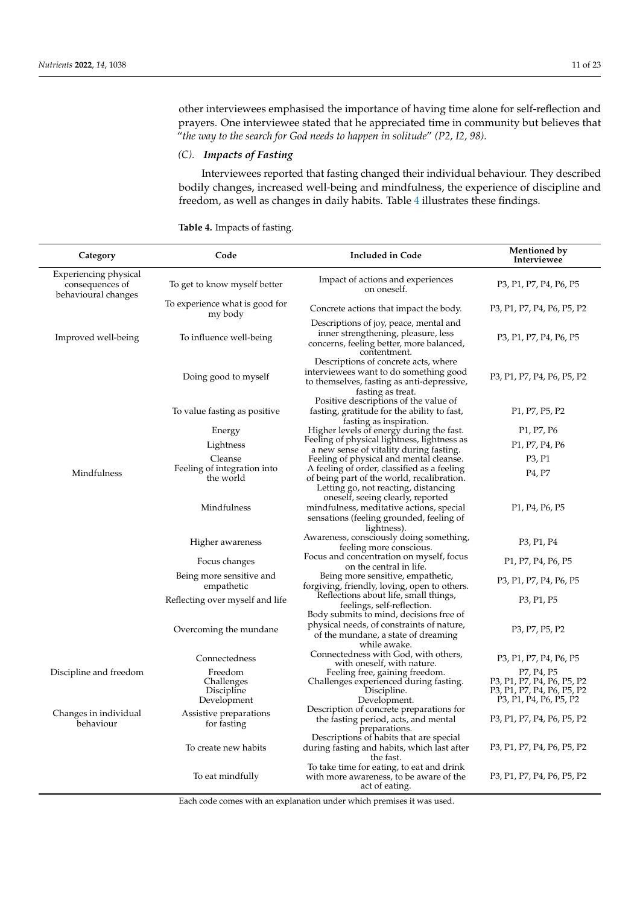other interviewees emphasised the importance of having time alone for self-reflection and prayers. One interviewee stated that he appreciated time in community but believes that "*the way to the search for God needs to happen in solitude*" *(P2, I2, 98)*.

### (C). *Impacts of Fasting*

Interviewees reported that fasting changed their individual behaviour. They described bodily changes, increased well-being and mindfulness, the experience of discipline and freedom, as well as changes in daily habits. Table 4 illustrates these findings.

**Table 4.** Impacts of fasting.

| Category | Code | Included in Code | Mentioned by Interviewee |
|---|---|---|---|
| Experiencing physical consequences of behavioural changes | To get to know myself better | Impact of actions and experiences on oneself. | P3, P1, P7, P4, P6, P5 |
| | To experience what is good for my body | Concrete actions that impact the body. | P3, P1, P7, P4, P6, P5, P2 |
| Improved well-being | To influence well-being | Descriptions of joy, peace, mental and inner strengthening, pleasure, less concerns, feeling better, more balanced, contentment. | P3, P1, P7, P4, P6, P5 |
| | Doing good to myself | Descriptions of concrete acts, where interviewees want to do something good to themselves, fasting as anti-depressive, fasting as treat. | P3, P1, P7, P4, P6, P5, P2 |
| | To value fasting as positive | Positive descriptions of the value of fasting, gratitude for the ability to fast, fasting as inspiration. | P1, P7, P5, P2 |
| Mindfulness | Energy | Higher levels of energy during the fast. | P1, P7, P6 |
| | Lightness | Feeling of physical lightness, lightness as a new sense of vitality during fasting. | P1, P7, P4, P6 |
| | Cleanse | Feeling of physical and mental cleanse. | P3, P1 |
| | Feeling of integration into the world | A feeling of order, classified as a feeling of being part of the world, recalibration. | P4, P7 |
| | Mindfulness | Letting go, not reacting, distancing oneself, seeing clearly, reported mindfulness, meditative actions, special sensations (feeling grounded, feeling of lightness). | P1, P4, P6, P5 |
| | Higher awareness | Awareness, consciously doing something, feeling more conscious. | P3, P1, P4 |
| | Focus changes | Focus and concentration on myself, focus on the central in life. | P1, P7, P4, P6, P5 |
| | Being more sensitive and empathetic | Being more sensitive, empathetic, forgiving, friendly, loving, open to others. | P3, P1, P7, P4, P6, P5 |
| | Reflecting over myself and life | Reflections about life, small things, feelings, self-reflection. | P3, P1, P5 |
| | Overcoming the mundane | Body submits to mind, decisions free of physical needs, of constraints of nature, of the mundane, a state of dreaming while awake. | P3, P7, P5, P2 |
| | Connectedness | Connectedness with God, with others, with oneself, with nature. | P3, P1, P7, P4, P6, P5 |
| Discipline and freedom | Freedom | Feeling free, gaining freedom. | P7, P4, P5 |
| | Challenges | Challenges experienced during fasting. | P3, P1, P7, P4, P6, P5, P2 |
| | Discipline | Discipline. | P3, P1, P7, P4, P6, P5, P2 |
| | Development | Development. | P3, P1, P4, P6, P5, P2 |
| Changes in individual behaviour | Assistive preparations for fasting | Description of concrete preparations for the fasting period, acts, and mental preparations. | P3, P1, P7, P4, P6, P5, P2 |
| | To create new habits | Descriptions of habits that are special during fasting and habits, which last after the fast. | P3, P1, P7, P4, P6, P5, P2 |
| | To eat mindfully | To take time for eating, to eat and drink with more awareness, to be aware of the act of eating. | P3, P1, P7, P4, P6, P5, P2 |

Each code comes with an explanation under which premises it was used.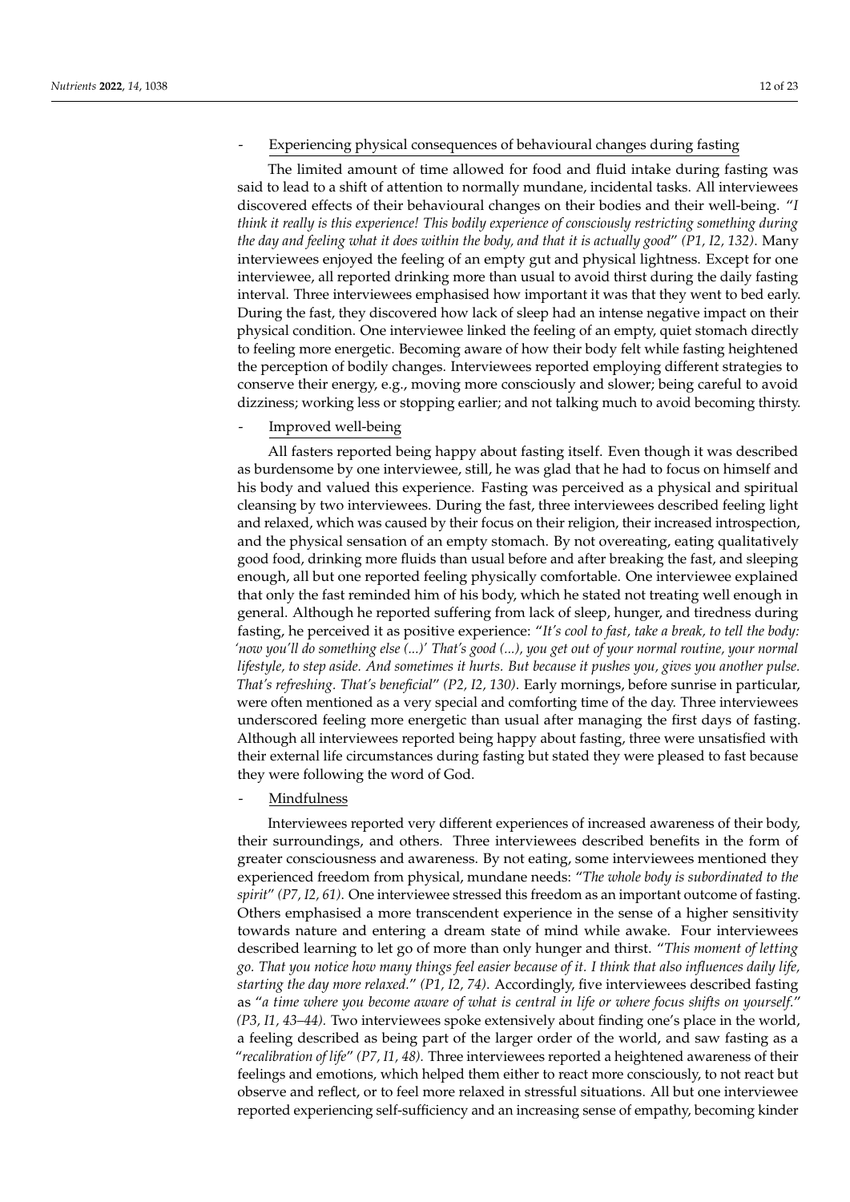- <u>Experiencing physical consequences of behavioural changes during fasting</u>

The limited amount of time allowed for food and fluid intake during fasting was said to lead to a shift of attention to normally mundane, incidental tasks. All interviewees discovered effects of their behavioural changes on their bodies and their well-being. "*I think it really is this experience! This bodily experience of consciously restricting something during the day and feeling what it does within the body, and that it is actually good*" *(P1, I2, 132)*. Many interviewees enjoyed the feeling of an empty gut and physical lightness. Except for one interviewee, all reported drinking more than usual to avoid thirst during the daily fasting interval. Three interviewees emphasised how important it was that they went to bed early. During the fast, they discovered how lack of sleep had an intense negative impact on their physical condition. One interviewee linked the feeling of an empty, quiet stomach directly to feeling more energetic. Becoming aware of how their body felt while fasting heightened the perception of bodily changes. Interviewees reported employing different strategies to conserve their energy, e.g., moving more consciously and slower; being careful to avoid dizziness; working less or stopping earlier; and not talking much to avoid becoming thirsty.

- <u>Improved well-being</u>

All fasters reported being happy about fasting itself. Even though it was described as burdensome by one interviewee, still, he was glad that he had to focus on himself and his body and valued this experience. Fasting was perceived as a physical and spiritual cleansing by two interviewees. During the fast, three interviewees described feeling light and relaxed, which was caused by their focus on their religion, their increased introspection, and the physical sensation of an empty stomach. By not overeating, eating qualitatively good food, drinking more fluids than usual before and after breaking the fast, and sleeping enough, all but one reported feeling physically comfortable. One interviewee explained that only the fast reminded him of his body, which he stated not treating well enough in general. Although he reported suffering from lack of sleep, hunger, and tiredness during fasting, he perceived it as positive experience: "*It's cool to fast, take a break, to tell the body: 'now you'll do something else (...)' That's good (...), you get out of your normal routine, your normal lifestyle, to step aside. And sometimes it hurts. But because it pushes you, gives you another pulse. That's refreshing. That's beneficial*" *(P2, I2, 130)*. Early mornings, before sunrise in particular, were often mentioned as a very special and comforting time of the day. Three interviewees underscored feeling more energetic than usual after managing the first days of fasting. Although all interviewees reported being happy about fasting, three were unsatisfied with their external life circumstances during fasting but stated they were pleased to fast because they were following the word of God.

- <u>Mindfulness</u>

Interviewees reported very different experiences of increased awareness of their body, their surroundings, and others. Three interviewees described benefits in the form of greater consciousness and awareness. By not eating, some interviewees mentioned they experienced freedom from physical, mundane needs: "*The whole body is subordinated to the spirit*" *(P7, I2, 61)*. One interviewee stressed this freedom as an important outcome of fasting. Others emphasised a more transcendent experience in the sense of a higher sensitivity towards nature and entering a dream state of mind while awake. Four interviewees described learning to let go of more than only hunger and thirst. "*This moment of letting go. That you notice how many things feel easier because of it. I think that also influences daily life, starting the day more relaxed.*" *(P1, I2, 74)*. Accordingly, five interviewees described fasting as "*a time where you become aware of what is central in life or where focus shifts on yourself.*" *(P3, I1, 43–44)*. Two interviewees spoke extensively about finding one's place in the world, a feeling described as being part of the larger order of the world, and saw fasting as a "*recalibration of life*" *(P7, I1, 48)*. Three interviewees reported a heightened awareness of their feelings and emotions, which helped them either to react more consciously, to not react but observe and reflect, or to feel more relaxed in stressful situations. All but one interviewee reported experiencing self-sufficiency and an increasing sense of empathy, becoming kinder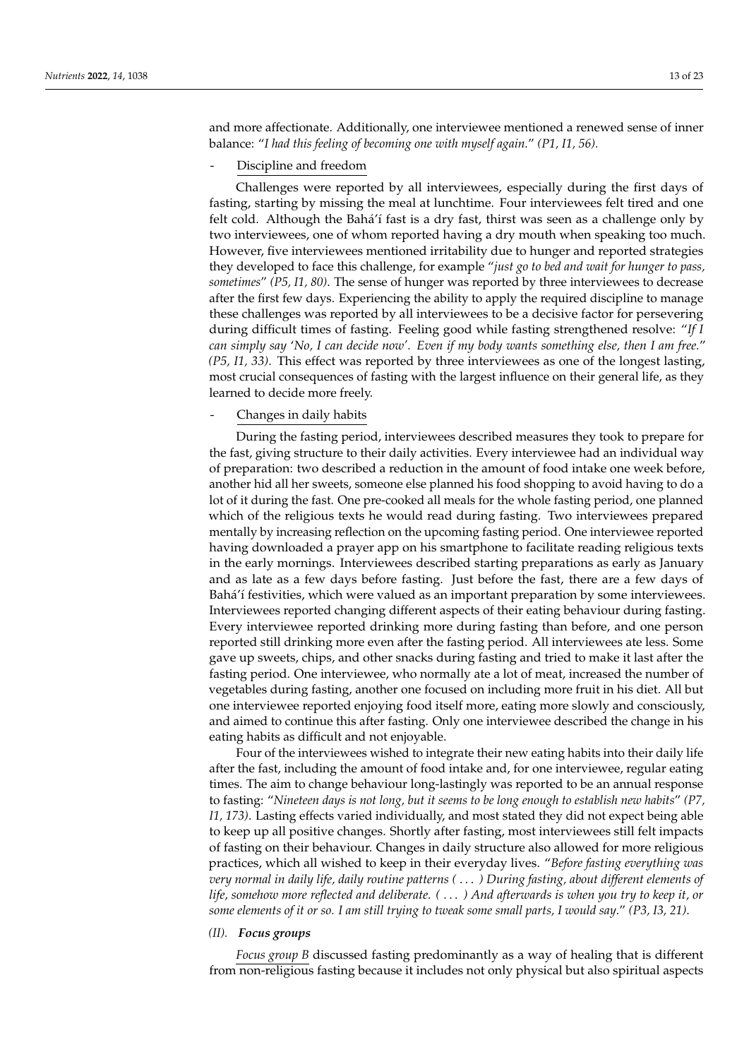and more affectionate. Additionally, one interviewee mentioned a renewed sense of inner balance: "*I had this feeling of becoming one with myself again.*" *(P1, I1, 56).*

- Discipline and freedom

Challenges were reported by all interviewees, especially during the first days of fasting, starting by missing the meal at lunchtime. Four interviewees felt tired and one felt cold. Although the Bahá'í fast is a dry fast, thirst was seen as a challenge only by two interviewees, one of whom reported having a dry mouth when speaking too much. However, five interviewees mentioned irritability due to hunger and reported strategies they developed to face this challenge, for example "*just go to bed and wait for hunger to pass, sometimes*" *(P5, I1, 80)*. The sense of hunger was reported by three interviewees to decrease after the first few days. Experiencing the ability to apply the required discipline to manage these challenges was reported by all interviewees to be a decisive factor for persevering during difficult times of fasting. Feeling good while fasting strengthened resolve: "*If I can simply say 'No, I can decide now'. Even if my body wants something else, then I am free.*" *(P5, I1, 33)*. This effect was reported by three interviewees as one of the longest lasting, most crucial consequences of fasting with the largest influence on their general life, as they learned to decide more freely.

- Changes in daily habits

During the fasting period, interviewees described measures they took to prepare for the fast, giving structure to their daily activities. Every interviewee had an individual way of preparation: two described a reduction in the amount of food intake one week before, another hid all her sweets, someone else planned his food shopping to avoid having to do a lot of it during the fast. One pre-cooked all meals for the whole fasting period, one planned which of the religious texts he would read during fasting. Two interviewees prepared mentally by increasing reflection on the upcoming fasting period. One interviewee reported having downloaded a prayer app on his smartphone to facilitate reading religious texts in the early mornings. Interviewees described starting preparations as early as January and as late as a few days before fasting. Just before the fast, there are a few days of Bahá'í festivities, which were valued as an important preparation by some interviewees. Interviewees reported changing different aspects of their eating behaviour during fasting. Every interviewee reported drinking more during fasting than before, and one person reported still drinking more even after the fasting period. All interviewees ate less. Some gave up sweets, chips, and other snacks during fasting and tried to make it last after the fasting period. One interviewee, who normally ate a lot of meat, increased the number of vegetables during fasting, another one focused on including more fruit in his diet. All but one interviewee reported enjoying food itself more, eating more slowly and consciously, and aimed to continue this after fasting. Only one interviewee described the change in his eating habits as difficult and not enjoyable.

Four of the interviewees wished to integrate their new eating habits into their daily life after the fast, including the amount of food intake and, for one interviewee, regular eating times. The aim to change behaviour long-lastingly was reported to be an annual response to fasting: "*Nineteen days is not long, but it seems to be long enough to establish new habits*" *(P7, I1, 173)*. Lasting effects varied individually, and most stated they did not expect being able to keep up all positive changes. Shortly after fasting, most interviewees still felt impacts of fasting on their behaviour. Changes in daily structure also allowed for more religious practices, which all wished to keep in their everyday lives. "*Before fasting everything was very normal in daily life, daily routine patterns ( ... ) During fasting, about different elements of life, somehow more reflected and deliberate. ( ... ) And afterwards is when you try to keep it, or some elements of it or so. I am still trying to tweak some small parts, I would say.*" *(P3, I3, 21)*.

*(II).* ***Focus groups***

*Focus group B* discussed fasting predominantly as a way of healing that is different from non-religious fasting because it includes not only physical but also spiritual aspects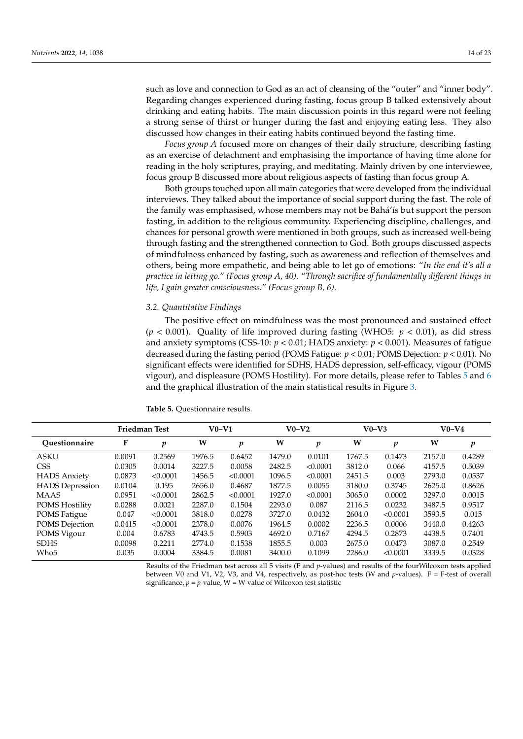such as love and connection to God as an act of cleansing of the "outer" and "inner body". Regarding changes experienced during fasting, focus group B talked extensively about drinking and eating habits. The main discussion points in this regard were not feeling a strong sense of thirst or hunger during the fast and enjoying eating less. They also discussed how changes in their eating habits continued beyond the fasting time.

*Focus group A* focused more on changes of their daily structure, describing fasting as an exercise of detachment and emphasising the importance of having time alone for reading in the holy scriptures, praying, and meditating. Mainly driven by one interviewee, focus group B discussed more about religious aspects of fasting than focus group A.

Both groups touched upon all main categories that were developed from the individual interviews. They talked about the importance of social support during the fast. The role of the family was emphasised, whose members may not be Bahá'ís but support the person fasting, in addition to the religious community. Experiencing discipline, challenges, and chances for personal growth were mentioned in both groups, such as increased well-being through fasting and the strengthened connection to God. Both groups discussed aspects of mindfulness enhanced by fasting, such as awareness and reflection of themselves and others, being more empathetic, and being able to let go of emotions: "*In the end it's all a practice in letting go.*" *(Focus group A, 40)*. "*Through sacrifice of fundamentally different things in life, I gain greater consciousness.*" *(Focus group B, 6)*.

### 3.2. Quantitative Findings

The positive effect on mindfulness was the most pronounced and sustained effect ($p < 0.001$). Quality of life improved during fasting (WHO5: $p < 0.01$), as did stress and anxiety symptoms (CSS-10: $p < 0.01$; HADS anxiety: $p < 0.001$). Measures of fatigue decreased during the fasting period (POMS Fatigue: $p < 0.01$; POMS Dejection: $p < 0.01$). No significant effects were identified for SDHS, HADS depression, self-efficacy, vigour (POMS vigour), and displeasure (POMS Hostility). For more details, please refer to Tables 5 and 6 and the graphical illustration of the main statistical results in Figure 3.

**Table 5.** Questionnaire results.

| | Friedman Test | | V0–V1 | | V0–V2 | | V0–V3 | | V0–V4 | |
|---|---|---|---|---|---|---|---|---|---|---|
| **Questionnaire** | **F** | ***p*** | **W** | ***p*** | **W** | ***p*** | **W** | ***p*** | **W** | ***p*** |
| ASKU | 0.0091 | 0.2569 | 1976.5 | 0.6452 | 1479.0 | 0.0101 | 1767.5 | 0.1473 | 2157.0 | 0.4289 |
| CSS | 0.0305 | 0.0014 | 3227.5 | 0.0058 | 2482.5 | <0.0001 | 3812.0 | 0.066 | 4157.5 | 0.5039 |
| HADS Anxiety | 0.0873 | <0.0001 | 1456.5 | <0.0001 | 1096.5 | <0.0001 | 2451.5 | 0.003 | 2793.0 | 0.0537 |
| HADS Depression | 0.0104 | 0.195 | 2656.0 | 0.4687 | 1877.5 | 0.0055 | 3180.0 | 0.3745 | 2625.0 | 0.8626 |
| MAAS | 0.0951 | <0.0001 | 2862.5 | <0.0001 | 1927.0 | <0.0001 | 3065.0 | 0.0002 | 3297.0 | 0.0015 |
| POMS Hostility | 0.0288 | 0.0021 | 2287.0 | 0.1504 | 2293.0 | 0.087 | 2116.5 | 0.0232 | 3487.5 | 0.9517 |
| POMS Fatigue | 0.047 | <0.0001 | 3818.0 | 0.0278 | 3727.0 | 0.0432 | 2604.0 | <0.0001 | 3593.5 | 0.015 |
| POMS Dejection | 0.0415 | <0.0001 | 2378.0 | 0.0076 | 1964.5 | 0.0002 | 2236.5 | 0.0006 | 3440.0 | 0.4263 |
| POMS Vigour | 0.004 | 0.6783 | 4743.5 | 0.5903 | 4692.0 | 0.7167 | 4294.5 | 0.2873 | 4438.5 | 0.7401 |
| SDHS | 0.0098 | 0.2211 | 2774.0 | 0.1538 | 1855.5 | 0.003 | 2675.0 | 0.0473 | 3087.0 | 0.2549 |
| Who5 | 0.035 | 0.0004 | 3384.5 | 0.0081 | 3400.0 | 0.1099 | 2286.0 | <0.0001 | 3339.5 | 0.0328 |

Results of the Friedman test across all 5 visits (F and *p*-values) and results of the fourWilcoxon tests applied between V0 and V1, V2, V3, and V4, respectively, as post-hoc tests (W and *p*-values). F = F-test of overall significance, $p$ = *p*-value, W = W-value of Wilcoxon test statistic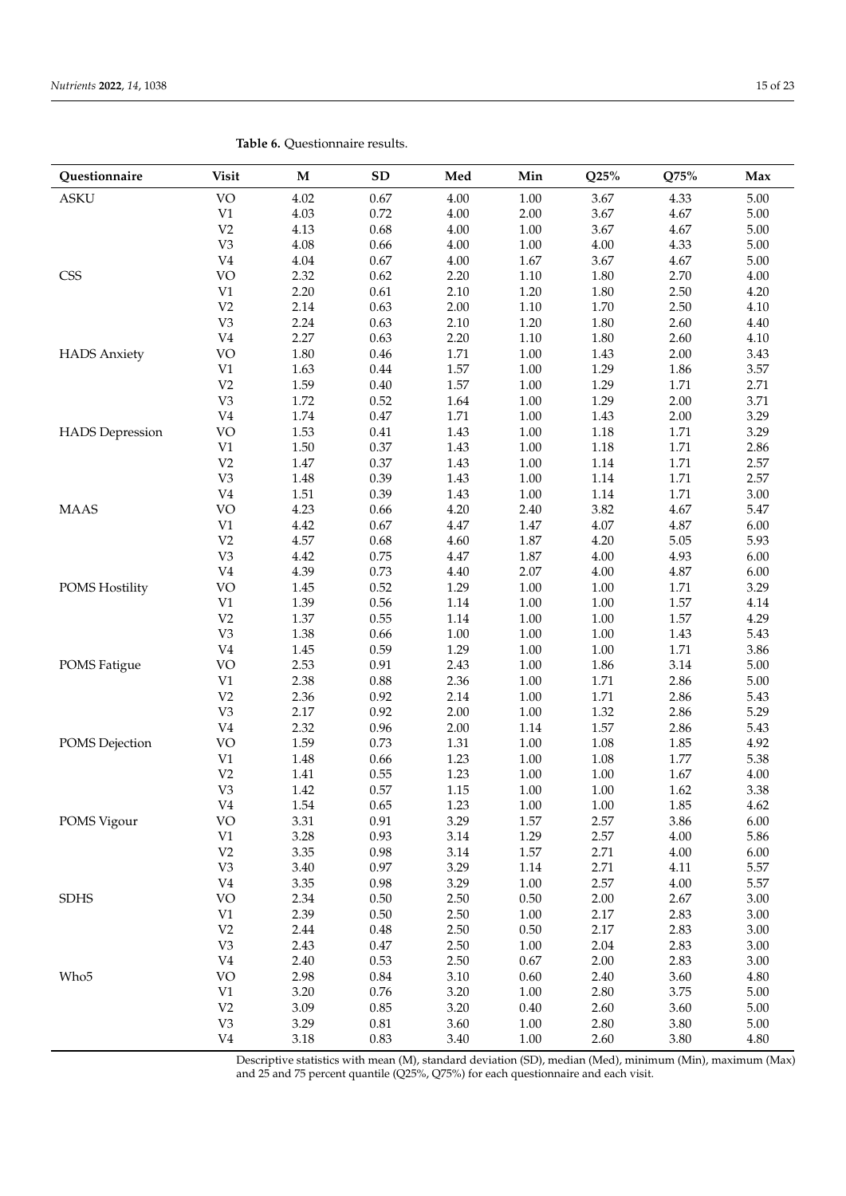**Table 6.** Questionnaire results.

| Questionnaire | Visit | M | SD | Med | Min | Q25% | Q75% | Max |
|---|---|---|---|---|---|---|---|---|
| ASKU | VO | 4.02 | 0.67 | 4.00 | 1.00 | 3.67 | 4.33 | 5.00 |
| | V1 | 4.03 | 0.72 | 4.00 | 2.00 | 3.67 | 4.67 | 5.00 |
| | V2 | 4.13 | 0.68 | 4.00 | 1.00 | 3.67 | 4.67 | 5.00 |
| | V3 | 4.08 | 0.66 | 4.00 | 1.00 | 4.00 | 4.33 | 5.00 |
| | V4 | 4.04 | 0.67 | 4.00 | 1.67 | 3.67 | 4.67 | 5.00 |
| CSS | VO | 2.32 | 0.62 | 2.20 | 1.10 | 1.80 | 2.70 | 4.00 |
| | V1 | 2.20 | 0.61 | 2.10 | 1.20 | 1.80 | 2.50 | 4.20 |
| | V2 | 2.14 | 0.63 | 2.00 | 1.10 | 1.70 | 2.50 | 4.10 |
| | V3 | 2.24 | 0.63 | 2.10 | 1.20 | 1.80 | 2.60 | 4.40 |
| | V4 | 2.27 | 0.63 | 2.20 | 1.10 | 1.80 | 2.60 | 4.10 |
| HADS Anxiety | VO | 1.80 | 0.46 | 1.71 | 1.00 | 1.43 | 2.00 | 3.43 |
| | V1 | 1.63 | 0.44 | 1.57 | 1.00 | 1.29 | 1.86 | 3.57 |
| | V2 | 1.59 | 0.40 | 1.57 | 1.00 | 1.29 | 1.71 | 2.71 |
| | V3 | 1.72 | 0.52 | 1.64 | 1.00 | 1.29 | 2.00 | 3.71 |
| | V4 | 1.74 | 0.47 | 1.71 | 1.00 | 1.43 | 2.00 | 3.29 |
| HADS Depression | VO | 1.53 | 0.41 | 1.43 | 1.00 | 1.18 | 1.71 | 3.29 |
| | V1 | 1.50 | 0.37 | 1.43 | 1.00 | 1.18 | 1.71 | 2.86 |
| | V2 | 1.47 | 0.37 | 1.43 | 1.00 | 1.14 | 1.71 | 2.57 |
| | V3 | 1.48 | 0.39 | 1.43 | 1.00 | 1.14 | 1.71 | 2.57 |
| | V4 | 1.51 | 0.39 | 1.43 | 1.00 | 1.14 | 1.71 | 3.00 |
| MAAS | VO | 4.23 | 0.66 | 4.20 | 2.40 | 3.82 | 4.67 | 5.47 |
| | V1 | 4.42 | 0.67 | 4.47 | 1.47 | 4.07 | 4.87 | 6.00 |
| | V2 | 4.57 | 0.68 | 4.60 | 1.87 | 4.20 | 5.05 | 5.93 |
| | V3 | 4.42 | 0.75 | 4.47 | 1.87 | 4.00 | 4.93 | 6.00 |
| | V4 | 4.39 | 0.73 | 4.40 | 2.07 | 4.00 | 4.87 | 6.00 |
| POMS Hostility | VO | 1.45 | 0.52 | 1.29 | 1.00 | 1.00 | 1.71 | 3.29 |
| | V1 | 1.39 | 0.56 | 1.14 | 1.00 | 1.00 | 1.57 | 4.14 |
| | V2 | 1.37 | 0.55 | 1.14 | 1.00 | 1.00 | 1.57 | 4.29 |
| | V3 | 1.38 | 0.66 | 1.00 | 1.00 | 1.00 | 1.43 | 5.43 |
| | V4 | 1.45 | 0.59 | 1.29 | 1.00 | 1.00 | 1.71 | 3.86 |
| POMS Fatigue | VO | 2.53 | 0.91 | 2.43 | 1.00 | 1.86 | 3.14 | 5.00 |
| | V1 | 2.38 | 0.88 | 2.36 | 1.00 | 1.71 | 2.86 | 5.00 |
| | V2 | 2.36 | 0.92 | 2.14 | 1.00 | 1.71 | 2.86 | 5.43 |
| | V3 | 2.17 | 0.92 | 2.00 | 1.00 | 1.32 | 2.86 | 5.29 |
| | V4 | 2.32 | 0.96 | 2.00 | 1.14 | 1.57 | 2.86 | 5.43 |
| POMS Dejection | VO | 1.59 | 0.73 | 1.31 | 1.00 | 1.08 | 1.85 | 4.92 |
| | V1 | 1.48 | 0.66 | 1.23 | 1.00 | 1.08 | 1.77 | 5.38 |
| | V2 | 1.41 | 0.55 | 1.23 | 1.00 | 1.00 | 1.67 | 4.00 |
| | V3 | 1.42 | 0.57 | 1.15 | 1.00 | 1.00 | 1.62 | 3.38 |
| | V4 | 1.54 | 0.65 | 1.23 | 1.00 | 1.00 | 1.85 | 4.62 |
| POMS Vigour | VO | 3.31 | 0.91 | 3.29 | 1.57 | 2.57 | 3.86 | 6.00 |
| | V1 | 3.28 | 0.93 | 3.14 | 1.29 | 2.57 | 4.00 | 5.86 |
| | V2 | 3.35 | 0.98 | 3.14 | 1.57 | 2.71 | 4.00 | 6.00 |
| | V3 | 3.40 | 0.97 | 3.29 | 1.14 | 2.71 | 4.11 | 5.57 |
| | V4 | 3.35 | 0.98 | 3.29 | 1.00 | 2.57 | 4.00 | 5.57 |
| SDHS | VO | 2.34 | 0.50 | 2.50 | 0.50 | 2.00 | 2.67 | 3.00 |
| | V1 | 2.39 | 0.50 | 2.50 | 1.00 | 2.17 | 2.83 | 3.00 |
| | V2 | 2.44 | 0.48 | 2.50 | 0.50 | 2.17 | 2.83 | 3.00 |
| | V3 | 2.43 | 0.47 | 2.50 | 1.00 | 2.04 | 2.83 | 3.00 |
| | V4 | 2.40 | 0.53 | 2.50 | 0.67 | 2.00 | 2.83 | 3.00 |
| Who5 | VO | 2.98 | 0.84 | 3.10 | 0.60 | 2.40 | 3.60 | 4.80 |
| | V1 | 3.20 | 0.76 | 3.20 | 1.00 | 2.80 | 3.75 | 5.00 |
| | V2 | 3.09 | 0.85 | 3.20 | 0.40 | 2.60 | 3.60 | 5.00 |
| | V3 | 3.29 | 0.81 | 3.60 | 1.00 | 2.80 | 3.80 | 5.00 |
| | V4 | 3.18 | 0.83 | 3.40 | 1.00 | 2.60 | 3.80 | 4.80 |

Descriptive statistics with mean (M), standard deviation (SD), median (Med), minimum (Min), maximum (Max) and 25 and 75 percent quantile (Q25%, Q75%) for each questionnaire and each visit.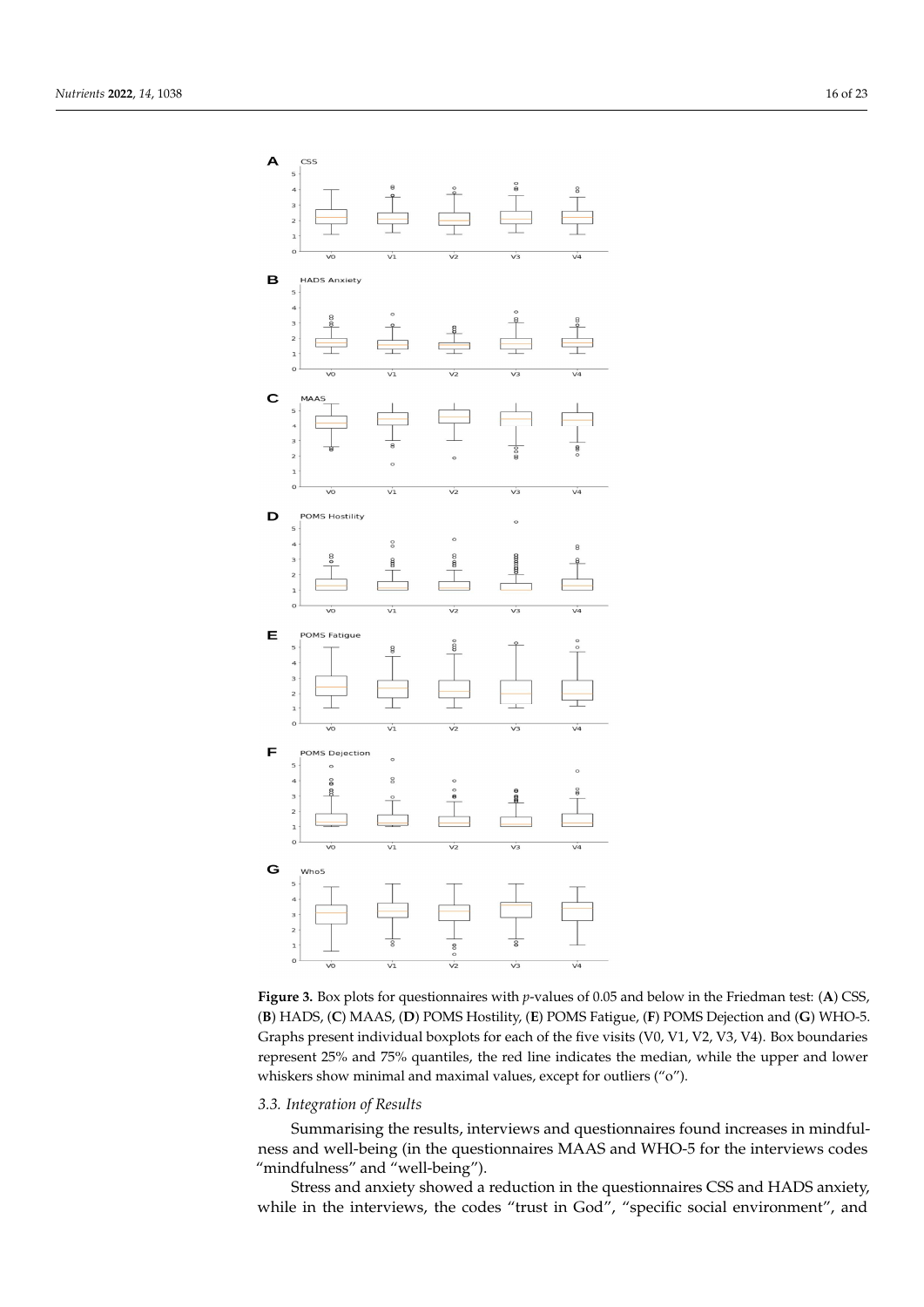**Figure 3.** Box plots for questionnaires with *p*-values of 0.05 and below in the Friedman test: (**A**) CSS, (**B**) HADS, (**C**) MAAS, (**D**) POMS Hostility, (**E**) POMS Fatigue, (**F**) POMS Dejection and (**G**) WHO-5. Graphs present individual boxplots for each of the five visits (V0, V1, V2, V3, V4). Box boundaries represent 25% and 75% quantiles, the red line indicates the median, while the upper and lower whiskers show minimal and maximal values, except for outliers ("o").

### *3.3. Integration of Results*

Summarising the results, interviews and questionnaires found increases in mindfulness and well-being (in the questionnaires MAAS and WHO-5 for the interviews codes "mindfulness" and "well-being").

Stress and anxiety showed a reduction in the questionnaires CSS and HADS anxiety, while in the interviews, the codes "trust in God", "specific social environment", and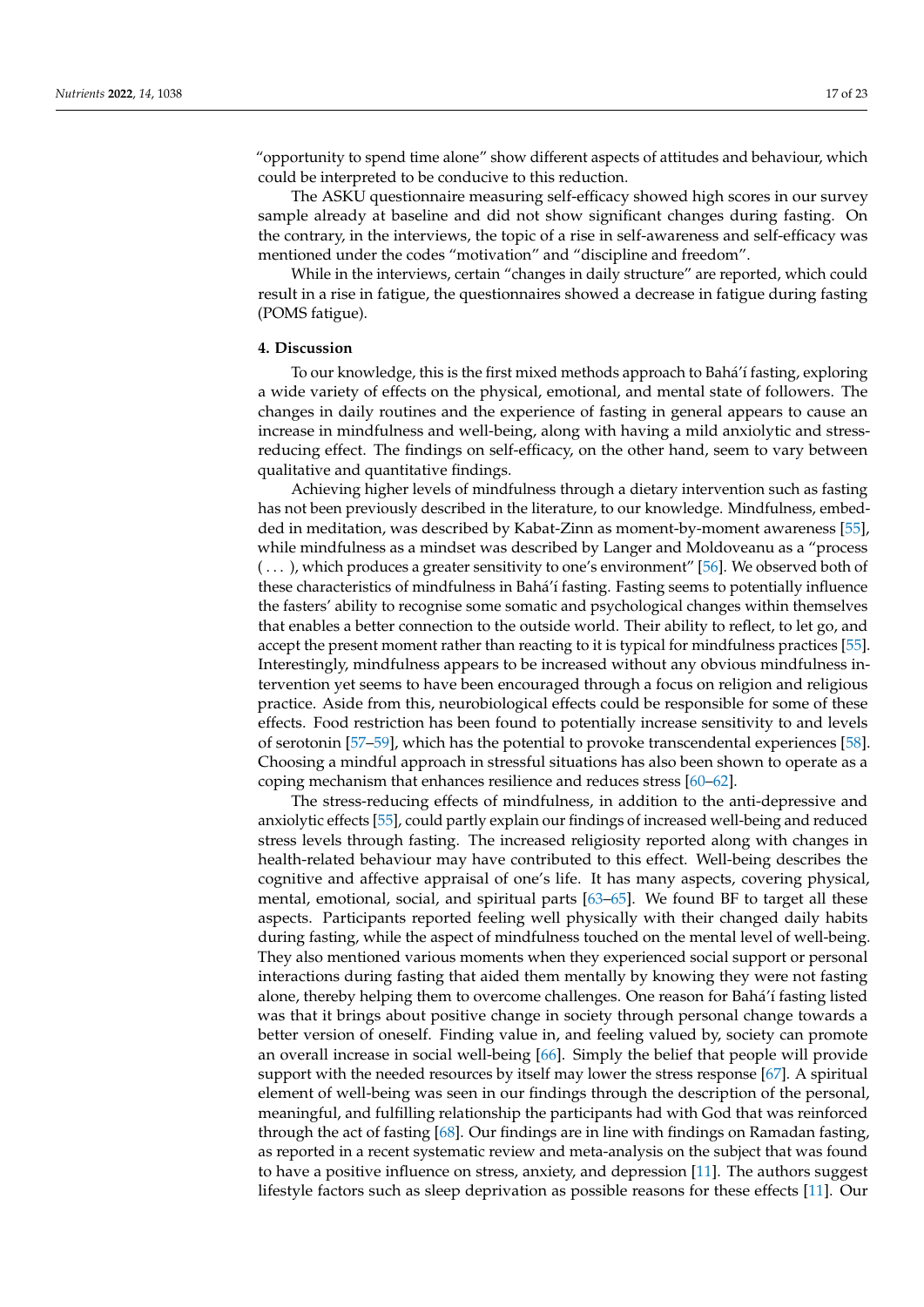"opportunity to spend time alone" show different aspects of attitudes and behaviour, which could be interpreted to be conducive to this reduction.

The ASKU questionnaire measuring self-efficacy showed high scores in our survey sample already at baseline and did not show significant changes during fasting. On the contrary, in the interviews, the topic of a rise in self-awareness and self-efficacy was mentioned under the codes "motivation" and "discipline and freedom".

While in the interviews, certain "changes in daily structure" are reported, which could result in a rise in fatigue, the questionnaires showed a decrease in fatigue during fasting (POMS fatigue).

## 4. Discussion

To our knowledge, this is the first mixed methods approach to Bahá'í fasting, exploring a wide variety of effects on the physical, emotional, and mental state of followers. The changes in daily routines and the experience of fasting in general appears to cause an increase in mindfulness and well-being, along with having a mild anxiolytic and stress-reducing effect. The findings on self-efficacy, on the other hand, seem to vary between qualitative and quantitative findings.

Achieving higher levels of mindfulness through a dietary intervention such as fasting has not been previously described in the literature, to our knowledge. Mindfulness, embedded in meditation, was described by Kabat-Zinn as moment-by-moment awareness [55], while mindfulness as a mindset was described by Langer and Moldoveanu as a "process ( ... ), which produces a greater sensitivity to one's environment" [56]. We observed both of these characteristics of mindfulness in Bahá'í fasting. Fasting seems to potentially influence the fasters' ability to recognise some somatic and psychological changes within themselves that enables a better connection to the outside world. Their ability to reflect, to let go, and accept the present moment rather than reacting to it is typical for mindfulness practices [55]. Interestingly, mindfulness appears to be increased without any obvious mindfulness intervention yet seems to have been encouraged through a focus on religion and religious practice. Aside from this, neurobiological effects could be responsible for some of these effects. Food restriction has been found to potentially increase sensitivity to and levels of serotonin [57–59], which has the potential to provoke transcendental experiences [58]. Choosing a mindful approach in stressful situations has also been shown to operate as a coping mechanism that enhances resilience and reduces stress [60–62].

The stress-reducing effects of mindfulness, in addition to the anti-depressive and anxiolytic effects [55], could partly explain our findings of increased well-being and reduced stress levels through fasting. The increased religiosity reported along with changes in health-related behaviour may have contributed to this effect. Well-being describes the cognitive and affective appraisal of one's life. It has many aspects, covering physical, mental, emotional, social, and spiritual parts [63–65]. We found BF to target all these aspects. Participants reported feeling well physically with their changed daily habits during fasting, while the aspect of mindfulness touched on the mental level of well-being. They also mentioned various moments when they experienced social support or personal interactions during fasting that aided them mentally by knowing they were not fasting alone, thereby helping them to overcome challenges. One reason for Bahá'í fasting listed was that it brings about positive change in society through personal change towards a better version of oneself. Finding value in, and feeling valued by, society can promote an overall increase in social well-being [66]. Simply the belief that people will provide support with the needed resources by itself may lower the stress response [67]. A spiritual element of well-being was seen in our findings through the description of the personal, meaningful, and fulfilling relationship the participants had with God that was reinforced through the act of fasting [68]. Our findings are in line with findings on Ramadan fasting, as reported in a recent systematic review and meta-analysis on the subject that was found to have a positive influence on stress, anxiety, and depression [11]. The authors suggest lifestyle factors such as sleep deprivation as possible reasons for these effects [11]. Our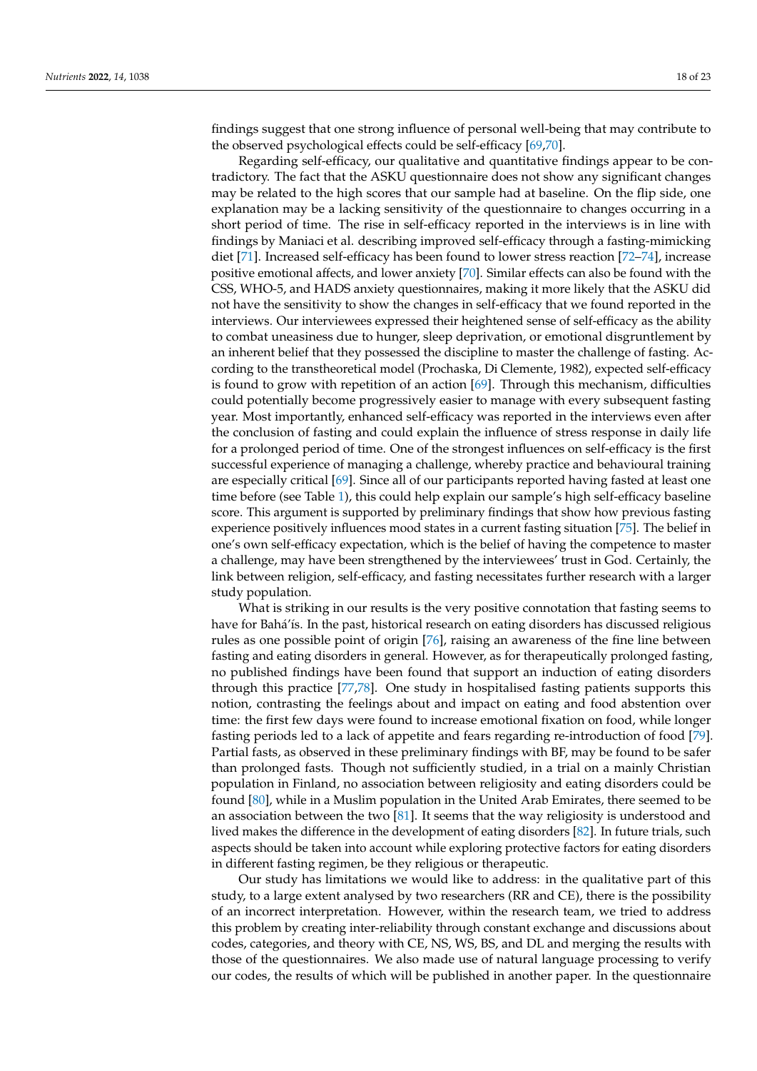findings suggest that one strong influence of personal well-being that may contribute to the observed psychological effects could be self-efficacy [69,70].

Regarding self-efficacy, our qualitative and quantitative findings appear to be contradictory. The fact that the ASKU questionnaire does not show any significant changes may be related to the high scores that our sample had at baseline. On the flip side, one explanation may be a lacking sensitivity of the questionnaire to changes occurring in a short period of time. The rise in self-efficacy reported in the interviews is in line with findings by Maniaci et al. describing improved self-efficacy through a fasting-mimicking diet [71]. Increased self-efficacy has been found to lower stress reaction [72–74], increase positive emotional affects, and lower anxiety [70]. Similar effects can also be found with the CSS, WHO-5, and HADS anxiety questionnaires, making it more likely that the ASKU did not have the sensitivity to show the changes in self-efficacy that we found reported in the interviews. Our interviewees expressed their heightened sense of self-efficacy as the ability to combat uneasiness due to hunger, sleep deprivation, or emotional disgruntlement by an inherent belief that they possessed the discipline to master the challenge of fasting. According to the transtheoretical model (Prochaska, Di Clemente, 1982), expected self-efficacy is found to grow with repetition of an action [69]. Through this mechanism, difficulties could potentially become progressively easier to manage with every subsequent fasting year. Most importantly, enhanced self-efficacy was reported in the interviews even after the conclusion of fasting and could explain the influence of stress response in daily life for a prolonged period of time. One of the strongest influences on self-efficacy is the first successful experience of managing a challenge, whereby practice and behavioural training are especially critical [69]. Since all of our participants reported having fasted at least one time before (see Table 1), this could help explain our sample's high self-efficacy baseline score. This argument is supported by preliminary findings that show how previous fasting experience positively influences mood states in a current fasting situation [75]. The belief in one's own self-efficacy expectation, which is the belief of having the competence to master a challenge, may have been strengthened by the interviewees' trust in God. Certainly, the link between religion, self-efficacy, and fasting necessitates further research with a larger study population.

What is striking in our results is the very positive connotation that fasting seems to have for Bahá'ís. In the past, historical research on eating disorders has discussed religious rules as one possible point of origin [76], raising an awareness of the fine line between fasting and eating disorders in general. However, as for therapeutically prolonged fasting, no published findings have been found that support an induction of eating disorders through this practice [77,78]. One study in hospitalised fasting patients supports this notion, contrasting the feelings about and impact on eating and food abstention over time: the first few days were found to increase emotional fixation on food, while longer fasting periods led to a lack of appetite and fears regarding re-introduction of food [79]. Partial fasts, as observed in these preliminary findings with BF, may be found to be safer than prolonged fasts. Though not sufficiently studied, in a trial on a mainly Christian population in Finland, no association between religiosity and eating disorders could be found [80], while in a Muslim population in the United Arab Emirates, there seemed to be an association between the two [81]. It seems that the way religiosity is understood and lived makes the difference in the development of eating disorders [82]. In future trials, such aspects should be taken into account while exploring protective factors for eating disorders in different fasting regimen, be they religious or therapeutic.

Our study has limitations we would like to address: in the qualitative part of this study, to a large extent analysed by two researchers (RR and CE), there is the possibility of an incorrect interpretation. However, within the research team, we tried to address this problem by creating inter-reliability through constant exchange and discussions about codes, categories, and theory with CE, NS, WS, BS, and DL and merging the results with those of the questionnaires. We also made use of natural language processing to verify our codes, the results of which will be published in another paper. In the questionnaire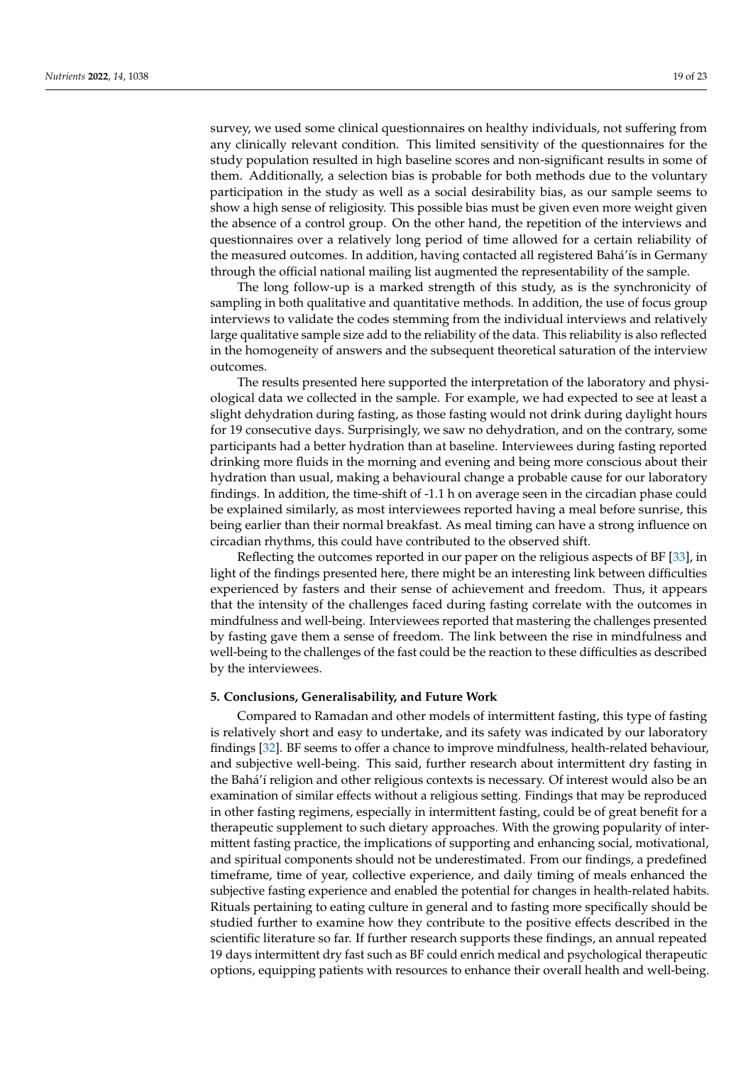survey, we used some clinical questionnaires on healthy individuals, not suffering from any clinically relevant condition. This limited sensitivity of the questionnaires for the study population resulted in high baseline scores and non-significant results in some of them. Additionally, a selection bias is probable for both methods due to the voluntary participation in the study as well as a social desirability bias, as our sample seems to show a high sense of religiosity. This possible bias must be given even more weight given the absence of a control group. On the other hand, the repetition of the interviews and questionnaires over a relatively long period of time allowed for a certain reliability of the measured outcomes. In addition, having contacted all registered Bahá'ís in Germany through the official national mailing list augmented the representability of the sample.

The long follow-up is a marked strength of this study, as is the synchronicity of sampling in both qualitative and quantitative methods. In addition, the use of focus group interviews to validate the codes stemming from the individual interviews and relatively large qualitative sample size add to the reliability of the data. This reliability is also reflected in the homogeneity of answers and the subsequent theoretical saturation of the interview outcomes.

The results presented here supported the interpretation of the laboratory and physiological data we collected in the sample. For example, we had expected to see at least a slight dehydration during fasting, as those fasting would not drink during daylight hours for 19 consecutive days. Surprisingly, we saw no dehydration, and on the contrary, some participants had a better hydration than at baseline. Interviewees during fasting reported drinking more fluids in the morning and evening and being more conscious about their hydration than usual, making a behavioural change a probable cause for our laboratory findings. In addition, the time-shift of -1.1 h on average seen in the circadian phase could be explained similarly, as most interviewees reported having a meal before sunrise, this being earlier than their normal breakfast. As meal timing can have a strong influence on circadian rhythms, this could have contributed to the observed shift.

Reflecting the outcomes reported in our paper on the religious aspects of BF [33], in light of the findings presented here, there might be an interesting link between difficulties experienced by fasters and their sense of achievement and freedom. Thus, it appears that the intensity of the challenges faced during fasting correlate with the outcomes in mindfulness and well-being. Interviewees reported that mastering the challenges presented by fasting gave them a sense of freedom. The link between the rise in mindfulness and well-being to the challenges of the fast could be the reaction to these difficulties as described by the interviewees.

## 5. Conclusions, Generalisability, and Future Work

Compared to Ramadan and other models of intermittent fasting, this type of fasting is relatively short and easy to undertake, and its safety was indicated by our laboratory findings [32]. BF seems to offer a chance to improve mindfulness, health-related behaviour, and subjective well-being. This said, further research about intermittent dry fasting in the Bahá'í religion and other religious contexts is necessary. Of interest would also be an examination of similar effects without a religious setting. Findings that may be reproduced in other fasting regimens, especially in intermittent fasting, could be of great benefit for a therapeutic supplement to such dietary approaches. With the growing popularity of intermittent fasting practice, the implications of supporting and enhancing social, motivational, and spiritual components should not be underestimated. From our findings, a predefined timeframe, time of year, collective experience, and daily timing of meals enhanced the subjective fasting experience and enabled the potential for changes in health-related habits. Rituals pertaining to eating culture in general and to fasting more specifically should be studied further to examine how they contribute to the positive effects described in the scientific literature so far. If further research supports these findings, an annual repeated 19 days intermittent dry fast such as BF could enrich medical and psychological therapeutic options, equipping patients with resources to enhance their overall health and well-being.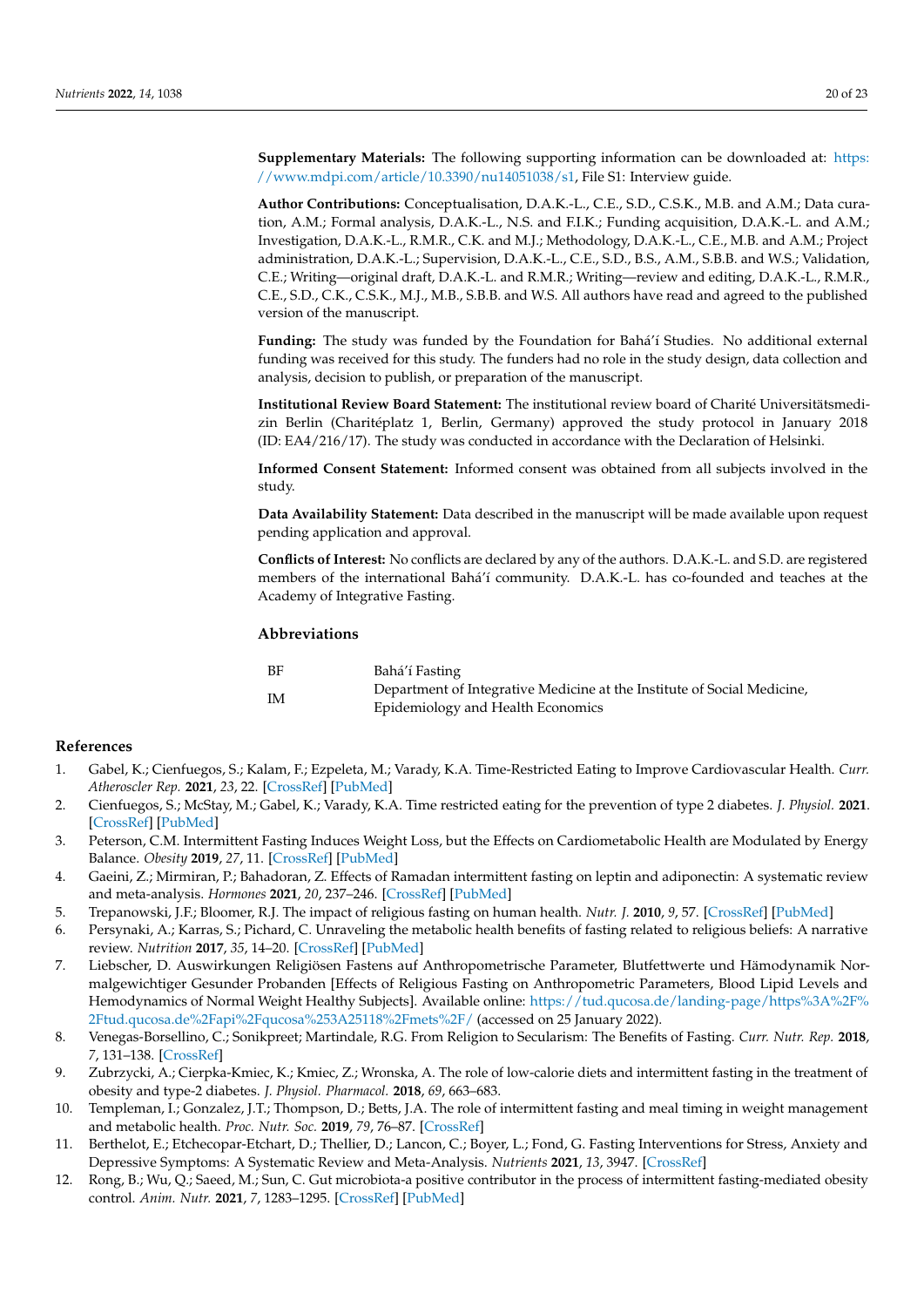**Supplementary Materials:** The following supporting information can be downloaded at: https://www.mdpi.com/article/10.3390/nu14051038/s1, File S1: Interview guide.

**Author Contributions:** Conceptualisation, D.A.K.-L., C.E., S.D., C.S.K., M.B. and A.M.; Data curation, A.M.; Formal analysis, D.A.K.-L., N.S. and F.I.K.; Funding acquisition, D.A.K.-L. and A.M.; Investigation, D.A.K.-L., R.M.R., C.K. and M.J.; Methodology, D.A.K.-L., C.E., M.B. and A.M.; Project administration, D.A.K.-L.; Supervision, D.A.K.-L., C.E., S.D., B.S., A.M., S.B.B. and W.S.; Validation, C.E.; Writing—original draft, D.A.K.-L. and R.M.R.; Writing—review and editing, D.A.K.-L., R.M.R., C.E., S.D., C.K., C.S.K., M.J., M.B., S.B.B. and W.S. All authors have read and agreed to the published version of the manuscript.

**Funding:** The study was funded by the Foundation for Bahá'í Studies. No additional external funding was received for this study. The funders had no role in the study design, data collection and analysis, decision to publish, or preparation of the manuscript.

**Institutional Review Board Statement:** The institutional review board of Charité Universitätsmedizin Berlin (Charitéplatz 1, Berlin, Germany) approved the study protocol in January 2018 (ID: EA4/216/17). The study was conducted in accordance with the Declaration of Helsinki.

**Informed Consent Statement:** Informed consent was obtained from all subjects involved in the study.

**Data Availability Statement:** Data described in the manuscript will be made available upon request pending application and approval.

**Conflicts of Interest:** No conflicts are declared by any of the authors. D.A.K.-L. and S.D. are registered members of the international Bahá'í community. D.A.K.-L. has co-founded and teaches at the Academy of Integrative Fasting.

## Abbreviations

| | |
|---|---|
| BF | Bahá'í Fasting |
| IM | Department of Integrative Medicine at the Institute of Social Medicine, Epidemiology and Health Economics |

## References

1. Gabel, K.; Cienfuegos, S.; Kalam, F.; Ezpeleta, M.; Varady, K.A. Time-Restricted Eating to Improve Cardiovascular Health. *Curr. Atheroscler Rep.* **2021**, *23*, 22. [CrossRef] [PubMed]
2. Cienfuegos, S.; McStay, M.; Gabel, K.; Varady, K.A. Time restricted eating for the prevention of type 2 diabetes. *J. Physiol.* **2021**. [CrossRef] [PubMed]
3. Peterson, C.M. Intermittent Fasting Induces Weight Loss, but the Effects on Cardiometabolic Health are Modulated by Energy Balance. *Obesity* **2019**, *27*, 11. [CrossRef] [PubMed]
4. Gaeini, Z.; Mirmiran, P.; Bahadoran, Z. Effects of Ramadan intermittent fasting on leptin and adiponectin: A systematic review and meta-analysis. *Hormones* **2021**, *20*, 237–246. [CrossRef] [PubMed]
5. Trepanowski, J.F.; Bloomer, R.J. The impact of religious fasting on human health. *Nutr. J.* **2010**, *9*, 57. [CrossRef] [PubMed]
6. Persynaki, A.; Karras, S.; Pichard, C. Unraveling the metabolic health benefits of fasting related to religious beliefs: A narrative review. *Nutrition* **2017**, *35*, 14–20. [CrossRef] [PubMed]
7. Liebscher, D. Auswirkungen Religiösen Fastens auf Anthropometrische Parameter, Blutfettwerte und Hämodynamik Normalgewichtiger Gesunder Probanden [Effects of Religious Fasting on Anthropometric Parameters, Blood Lipid Levels and Hemodynamics of Normal Weight Healthy Subjects]. Available online: https://tud.qucosa.de/landing-page/https%3A%2F%2Ftud.qucosa.de%2Fapi%2Fqucosa%253A25118%2Fmets%2F/ (accessed on 25 January 2022).
8. Venegas-Borsellino, C.; Sonikpreet; Martindale, R.G. From Religion to Secularism: The Benefits of Fasting. *Curr. Nutr. Rep.* **2018**, *7*, 131–138. [CrossRef]
9. Zubrzycki, A.; Cierpka-Kmiec, K.; Kmiec, Z.; Wronska, A. The role of low-calorie diets and intermittent fasting in the treatment of obesity and type-2 diabetes. *J. Physiol. Pharmacol.* **2018**, *69*, 663–683.
10. Templeman, I.; Gonzalez, J.T.; Thompson, D.; Betts, J.A. The role of intermittent fasting and meal timing in weight management and metabolic health. *Proc. Nutr. Soc.* **2019**, *79*, 76–87. [CrossRef]
11. Berthelot, E.; Etchecopar-Etchart, D.; Thellier, D.; Lancon, C.; Boyer, L.; Fond, G. Fasting Interventions for Stress, Anxiety and Depressive Symptoms: A Systematic Review and Meta-Analysis. *Nutrients* **2021**, *13*, 3947. [CrossRef]
12. Rong, B.; Wu, Q.; Saeed, M.; Sun, C. Gut microbiota-a positive contributor in the process of intermittent fasting-mediated obesity control. *Anim. Nutr.* **2021**, *7*, 1283–1295. [CrossRef] [PubMed]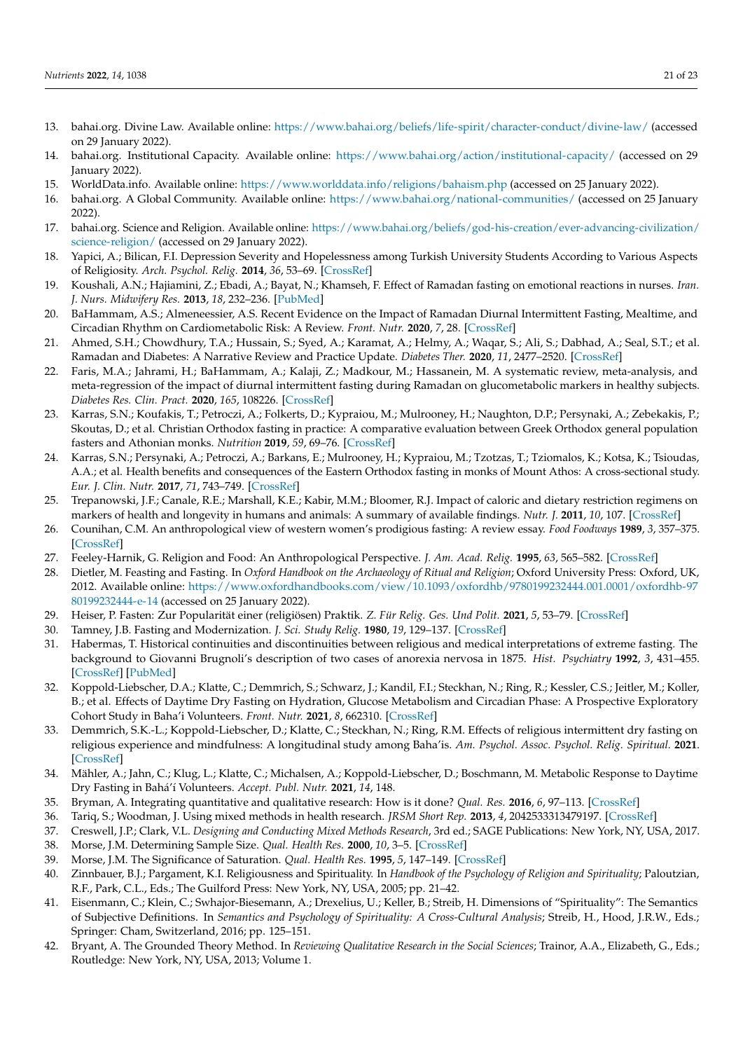13. bahai.org. Divine Law. Available online: https://www.bahai.org/beliefs/life-spirit/character-conduct/divine-law/ (accessed on 29 January 2022).
14. bahai.org. Institutional Capacity. Available online: https://www.bahai.org/action/institutional-capacity/ (accessed on 29 January 2022).
15. WorldData.info. Available online: https://www.worlddata.info/religions/bahaism.php (accessed on 25 January 2022).
16. bahai.org. A Global Community. Available online: https://www.bahai.org/national-communities/ (accessed on 25 January 2022).
17. bahai.org. Science and Religion. Available online: https://www.bahai.org/beliefs/god-his-creation/ever-advancing-civilization/science-religion/ (accessed on 29 January 2022).
18. Yapici, A.; Bilican, F.I. Depression Severity and Hopelessness among Turkish University Students According to Various Aspects of Religiosity. *Arch. Psychol. Relig.* **2014**, *36*, 53–69. [CrossRef]
19. Koushali, A.N.; Hajiamini, Z.; Ebadi, A.; Bayat, N.; Khamseh, F. Effect of Ramadan fasting on emotional reactions in nurses. *Iran. J. Nurs. Midwifery Res.* **2013**, *18*, 232–236. [PubMed]
20. BaHammam, A.S.; Almeneessier, A.S. Recent Evidence on the Impact of Ramadan Diurnal Intermittent Fasting, Mealtime, and Circadian Rhythm on Cardiometabolic Risk: A Review. *Front. Nutr.* **2020**, *7*, 28. [CrossRef]
21. Ahmed, S.H.; Chowdhury, T.A.; Hussain, S.; Syed, A.; Karamat, A.; Helmy, A.; Waqar, S.; Ali, S.; Dabhad, A.; Seal, S.T.; et al. Ramadan and Diabetes: A Narrative Review and Practice Update. *Diabetes Ther.* **2020**, *11*, 2477–2520. [CrossRef]
22. Faris, M.A.; Jahrami, H.; BaHammam, A.; Kalaji, Z.; Madkour, M.; Hassanein, M. A systematic review, meta-analysis, and meta-regression of the impact of diurnal intermittent fasting during Ramadan on glucometabolic markers in healthy subjects. *Diabetes Res. Clin. Pract.* **2020**, *165*, 108226. [CrossRef]
23. Karras, S.N.; Koufakis, T.; Petroczi, A.; Folkerts, D.; Kypraiou, M.; Mulrooney, H.; Naughton, D.P.; Persynaki, A.; Zebekakis, P.; Skoutas, D.; et al. Christian Orthodox fasting in practice: A comparative evaluation between Greek Orthodox general population fasters and Athonian monks. *Nutrition* **2019**, *59*, 69–76. [CrossRef]
24. Karras, S.N.; Persynaki, A.; Petroczi, A.; Barkans, E.; Mulrooney, H.; Kypraiou, M.; Tzotzas, T.; Tziomalos, K.; Kotsa, K.; Tsioudas, A.A.; et al. Health benefits and consequences of the Eastern Orthodox fasting in monks of Mount Athos: A cross-sectional study. *Eur. J. Clin. Nutr.* **2017**, *71*, 743–749. [CrossRef]
25. Trepanowski, J.F.; Canale, R.E.; Marshall, K.E.; Kabir, M.M.; Bloomer, R.J. Impact of caloric and dietary restriction regimens on markers of health and longevity in humans and animals: A summary of available findings. *Nutr. J.* **2011**, *10*, 107. [CrossRef]
26. Counihan, C.M. An anthropological view of western women's prodigious fasting: A review essay. *Food Foodways* **1989**, *3*, 357–375. [CrossRef]
27. Feeley-Harnik, G. Religion and Food: An Anthropological Perspective. *J. Am. Acad. Relig.* **1995**, *63*, 565–582. [CrossRef]
28. Dietler, M. Feasting and Fasting. In *Oxford Handbook on the Archaeology of Ritual and Religion*; Oxford University Press: Oxford, UK, 2012. Available online: https://www.oxfordhandbooks.com/view/10.1093/oxfordhb/9780199232444.001.0001/oxfordhb-9780199232444-e-14 (accessed on 25 January 2022).
29. Heiser, P. Fasten: Zur Popularität einer (religiösen) Praktik. *Z. Für Relig. Ges. Und Polit.* **2021**, *5*, 53–79. [CrossRef]
30. Tamney, J.B. Fasting and Modernization. *J. Sci. Study Relig.* **1980**, *19*, 129–137. [CrossRef]
31. Habermas, T. Historical continuities and discontinuities between religious and medical interpretations of extreme fasting. The background to Giovanni Brugnoli's description of two cases of anorexia nervosa in 1875. *Hist. Psychiatry* **1992**, *3*, 431–455. [CrossRef] [PubMed]
32. Koppold-Liebscher, D.A.; Klatte, C.; Demmrich, S.; Schwarz, J.; Kandil, F.I.; Steckhan, N.; Ring, R.; Kessler, C.S.; Jeitler, M.; Koller, B.; et al. Effects of Daytime Dry Fasting on Hydration, Glucose Metabolism and Circadian Phase: A Prospective Exploratory Cohort Study in Baha'i Volunteers. *Front. Nutr.* **2021**, *8*, 662310. [CrossRef]
33. Demmrich, S.K.-L.; Koppold-Liebscher, D.; Klatte, C.; Steckhan, N.; Ring, R.M. Effects of religious intermittent dry fasting on religious experience and mindfulness: A longitudinal study among Baha'is. *Am. Psychol. Assoc. Psychol. Relig. Spiritual.* **2021**. [CrossRef]
34. Mähler, A.; Jahn, C.; Klug, L.; Klatte, C.; Michalsen, A.; Koppold-Liebscher, D.; Boschmann, M. Metabolic Response to Daytime Dry Fasting in Bahá'í Volunteers. *Accept. Publ. Nutr.* **2021**, *14*, 148.
35. Bryman, A. Integrating quantitative and qualitative research: How is it done? *Qual. Res.* **2016**, *6*, 97–113. [CrossRef]
36. Tariq, S.; Woodman, J. Using mixed methods in health research. *JRSM Short Rep.* **2013**, *4*, 2042533313479197. [CrossRef]
37. Creswell, J.P.; Clark, V.L. *Designing and Conducting Mixed Methods Research*, 3rd ed.; SAGE Publications: New York, NY, USA, 2017.
38. Morse, J.M. Determining Sample Size. *Qual. Health Res.* **2000**, *10*, 3–5. [CrossRef]
39. Morse, J.M. The Significance of Saturation. *Qual. Health Res.* **1995**, *5*, 147–149. [CrossRef]
40. Zinnbauer, B.J.; Pargament, K.I. Religiousness and Spirituality. In *Handbook of the Psychology of Religion and Spirituality*; Paloutzian, R.F., Park, C.L., Eds.; The Guilford Press: New York, NY, USA, 2005; pp. 21–42.
41. Eisenmann, C.; Klein, C.; Swhajor-Biesemann, A.; Drexelius, U.; Keller, B.; Streib, H. Dimensions of "Spirituality": The Semantics of Subjective Definitions. In *Semantics and Psychology of Spirituality: A Cross-Cultural Analysis*; Streib, H., Hood, J.R.W., Eds.; Springer: Cham, Switzerland, 2016; pp. 125–151.
42. Bryant, A. The Grounded Theory Method. In *Reviewing Qualitative Research in the Social Sciences*; Trainor, A.A., Elizabeth, G., Eds.; Routledge: New York, NY, USA, 2013; Volume 1.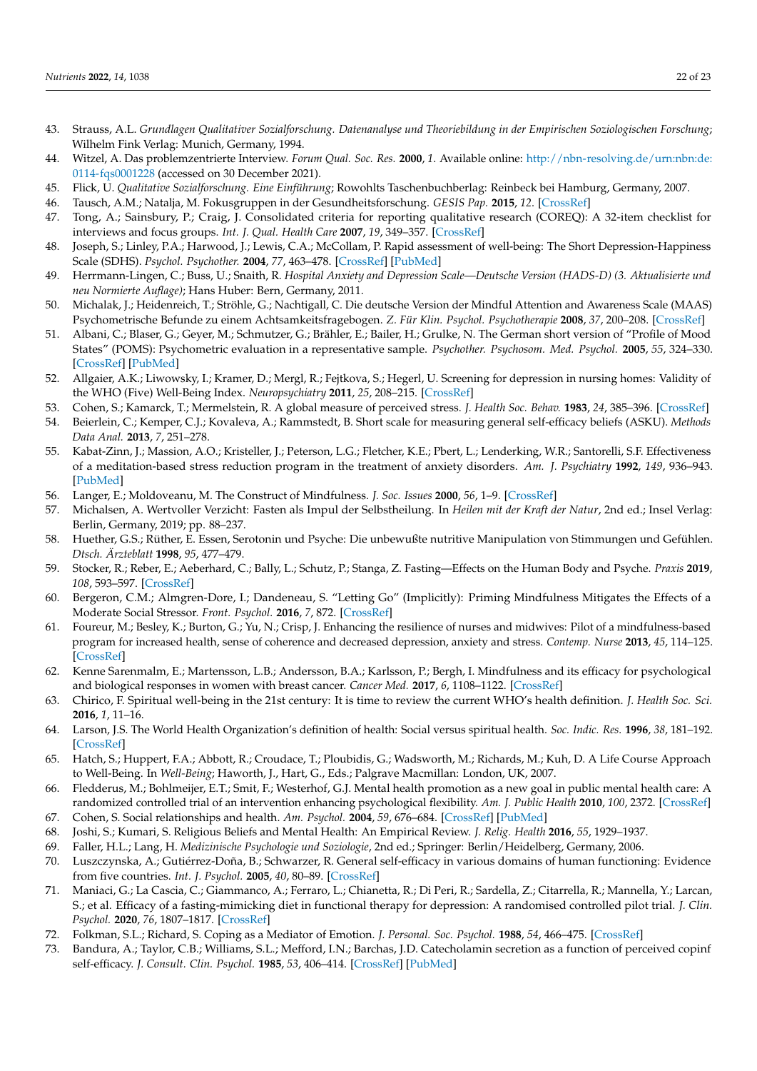43. Strauss, A.L. *Grundlagen Qualitativer Sozialforschung. Datenanalyse und Theoriebildung in der Empirischen Soziologischen Forschung*; Wilhelm Fink Verlag: Munich, Germany, 1994.
44. Witzel, A. Das problemzentrierte Interview. *Forum Qual. Soc. Res.* **2000**, *1*. Available online: http://nbn-resolving.de/urn:nbn:de:0114-fqs0001228 (accessed on 30 December 2021).
45. Flick, U. *Qualitative Sozialforschung. Eine Einführung*; Rowohlts Taschenbuchberlag: Reinbeck bei Hamburg, Germany, 2007.
46. Tausch, A.M.; Natalja, M. Fokusgruppen in der Gesundheitsforschung. *GESIS Pap.* **2015**, *12*. [CrossRef]
47. Tong, A.; Sainsbury, P.; Craig, J. Consolidated criteria for reporting qualitative research (COREQ): A 32-item checklist for interviews and focus groups. *Int. J. Qual. Health Care* **2007**, *19*, 349–357. [CrossRef]
48. Joseph, S.; Linley, P.A.; Harwood, J.; Lewis, C.A.; McCollam, P. Rapid assessment of well-being: The Short Depression-Happiness Scale (SDHS). *Psychol. Psychother.* **2004**, *77*, 463–478. [CrossRef] [PubMed]
49. Herrmann-Lingen, C.; Buss, U.; Snaith, R. *Hospital Anxiety and Depression Scale—Deutsche Version (HADS-D) (3. Aktualisierte und neu Normierte Auflage)*; Hans Huber: Bern, Germany, 2011.
50. Michalak, J.; Heidenreich, T.; Ströhle, G.; Nachtigall, C. Die deutsche Version der Mindful Attention and Awareness Scale (MAAS) Psychometrische Befunde zu einem Achtsamkeitsfragebogen. *Z. Für Klin. Psychol. Psychotherapie* **2008**, *37*, 200–208. [CrossRef]
51. Albani, C.; Blaser, G.; Geyer, M.; Schmutzer, G.; Brähler, E.; Bailer, H.; Grulke, N. The German short version of "Profile of Mood States" (POMS): Psychometric evaluation in a representative sample. *Psychother. Psychosom. Med. Psychol.* **2005**, *55*, 324–330. [CrossRef] [PubMed]
52. Allgaier, A.K.; Liwowsky, I.; Kramer, D.; Mergl, R.; Fejtkova, S.; Hegerl, U. Screening for depression in nursing homes: Validity of the WHO (Five) Well-Being Index. *Neuropsychiatry* **2011**, *25*, 208–215. [CrossRef]
53. Cohen, S.; Kamarck, T.; Mermelstein, R. A global measure of perceived stress. *J. Health Soc. Behav.* **1983**, *24*, 385–396. [CrossRef]
54. Beierlein, C.; Kemper, C.J.; Kovaleva, A.; Rammstedt, B. Short scale for measuring general self-efficacy beliefs (ASKU). *Methods Data Anal.* **2013**, *7*, 251–278.
55. Kabat-Zinn, J.; Massion, A.O.; Kristeller, J.; Peterson, L.G.; Fletcher, K.E.; Pbert, L.; Lenderking, W.R.; Santorelli, S.F. Effectiveness of a meditation-based stress reduction program in the treatment of anxiety disorders. *Am. J. Psychiatry* **1992**, *149*, 936–943. [PubMed]
56. Langer, E.; Moldoveanu, M. The Construct of Mindfulness. *J. Soc. Issues* **2000**, *56*, 1–9. [CrossRef]
57. Michalsen, A. Wertvoller Verzicht: Fasten als Impul der Selbstheilung. In *Heilen mit der Kraft der Natur*, 2nd ed.; Insel Verlag: Berlin, Germany, 2019; pp. 88–237.
58. Huether, G.S.; Rüther, E. Essen, Serotonin und Psyche: Die unbewußte nutritive Manipulation von Stimmungen und Gefühlen. *Dtsch. Ärzteblatt* **1998**, *95*, 477–479.
59. Stocker, R.; Reber, E.; Aeberhard, C.; Bally, L.; Schutz, P.; Stanga, Z. Fasting—Effects on the Human Body and Psyche. *Praxis* **2019**, *108*, 593–597. [CrossRef]
60. Bergeron, C.M.; Almgren-Dore, I.; Dandeneau, S. "Letting Go" (Implicitly): Priming Mindfulness Mitigates the Effects of a Moderate Social Stressor. *Front. Psychol.* **2016**, *7*, 872. [CrossRef]
61. Foureur, M.; Besley, K.; Burton, G.; Yu, N.; Crisp, J. Enhancing the resilience of nurses and midwives: Pilot of a mindfulness-based program for increased health, sense of coherence and decreased depression, anxiety and stress. *Contemp. Nurse* **2013**, *45*, 114–125. [CrossRef]
62. Kenne Sarenmalm, E.; Martensson, L.B.; Andersson, B.A.; Karlsson, P.; Bergh, I. Mindfulness and its efficacy for psychological and biological responses in women with breast cancer. *Cancer Med.* **2017**, *6*, 1108–1122. [CrossRef]
63. Chirico, F. Spiritual well-being in the 21st century: It is time to review the current WHO's health definition. *J. Health Soc. Sci.* **2016**, *1*, 11–16.
64. Larson, J.S. The World Health Organization's definition of health: Social versus spiritual health. *Soc. Indic. Res.* **1996**, *38*, 181–192. [CrossRef]
65. Hatch, S.; Huppert, F.A.; Abbott, R.; Croudace, T.; Ploubidis, G.; Wadsworth, M.; Richards, M.; Kuh, D. A Life Course Approach to Well-Being. In *Well-Being*; Haworth, J., Hart, G., Eds.; Palgrave Macmillan: London, UK, 2007.
66. Fledderus, M.; Bohlmeijer, E.T.; Smit, F.; Westerhof, G.J. Mental health promotion as a new goal in public mental health care: A randomized controlled trial of an intervention enhancing psychological flexibility. *Am. J. Public Health* **2010**, *100*, 2372. [CrossRef]
67. Cohen, S. Social relationships and health. *Am. Psychol.* **2004**, *59*, 676–684. [CrossRef] [PubMed]
68. Joshi, S.; Kumari, S. Religious Beliefs and Mental Health: An Empirical Review. *J. Relig. Health* **2016**, *55*, 1929–1937.
69. Faller, H.L.; Lang, H. *Medizinische Psychologie und Soziologie*, 2nd ed.; Springer: Berlin/Heidelberg, Germany, 2006.
70. Luszczynska, A.; Gutiérrez-Doña, B.; Schwarzer, R. General self-efficacy in various domains of human functioning: Evidence from five countries. *Int. J. Psychol.* **2005**, *40*, 80–89. [CrossRef]
71. Maniaci, G.; La Cascia, C.; Giammanco, A.; Ferraro, L.; Chianetta, R.; Di Peri, R.; Sardella, Z.; Citarrella, R.; Mannella, Y.; Larcan, S.; et al. Efficacy of a fasting-mimicking diet in functional therapy for depression: A randomised controlled pilot trial. *J. Clin. Psychol.* **2020**, *76*, 1807–1817. [CrossRef]
72. Folkman, S.L.; Richard, S. Coping as a Mediator of Emotion. *J. Personal. Soc. Psychol.* **1988**, *54*, 466–475. [CrossRef]
73. Bandura, A.; Taylor, C.B.; Williams, S.L.; Mefford, I.N.; Barchas, J.D. Catecholamin secretion as a function of perceived copinf self-efficacy. *J. Consult. Clin. Psychol.* **1985**, *53*, 406–414. [CrossRef] [PubMed]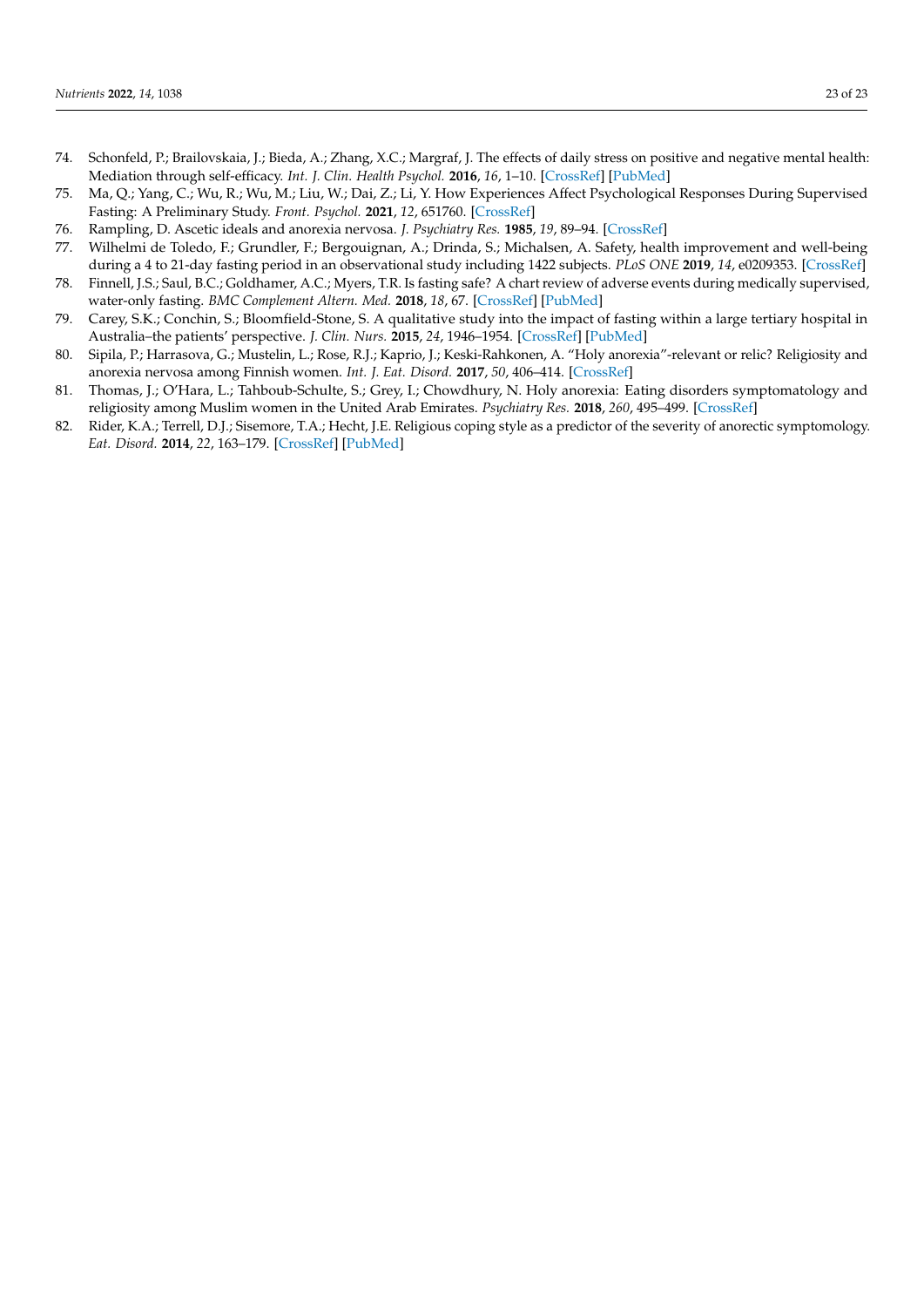74. Schonfeld, P.; Brailovskaia, J.; Bieda, A.; Zhang, X.C.; Margraf, J. The effects of daily stress on positive and negative mental health: Mediation through self-efficacy. *Int. J. Clin. Health Psychol.* **2016**, *16*, 1–10. [CrossRef] [PubMed]
75. Ma, Q.; Yang, C.; Wu, R.; Wu, M.; Liu, W.; Dai, Z.; Li, Y. How Experiences Affect Psychological Responses During Supervised Fasting: A Preliminary Study. *Front. Psychol.* **2021**, *12*, 651760. [CrossRef]
76. Rampling, D. Ascetic ideals and anorexia nervosa. *J. Psychiatry Res.* **1985**, *19*, 89–94. [CrossRef]
77. Wilhelmi de Toledo, F.; Grundler, F.; Bergouignan, A.; Drinda, S.; Michalsen, A. Safety, health improvement and well-being during a 4 to 21-day fasting period in an observational study including 1422 subjects. *PLoS ONE* **2019**, *14*, e0209353. [CrossRef]
78. Finnell, J.S.; Saul, B.C.; Goldhamer, A.C.; Myers, T.R. Is fasting safe? A chart review of adverse events during medically supervised, water-only fasting. *BMC Complement Altern. Med.* **2018**, *18*, 67. [CrossRef] [PubMed]
79. Carey, S.K.; Conchin, S.; Bloomfield-Stone, S. A qualitative study into the impact of fasting within a large tertiary hospital in Australia–the patients' perspective. *J. Clin. Nurs.* **2015**, *24*, 1946–1954. [CrossRef] [PubMed]
80. Sipila, P.; Harrasova, G.; Mustelin, L.; Rose, R.J.; Kaprio, J.; Keski-Rahkonen, A. "Holy anorexia"-relevant or relic? Religiosity and anorexia nervosa among Finnish women. *Int. J. Eat. Disord.* **2017**, *50*, 406–414. [CrossRef]
81. Thomas, J.; O'Hara, L.; Tahboub-Schulte, S.; Grey, I.; Chowdhury, N. Holy anorexia: Eating disorders symptomatology and religiosity among Muslim women in the United Arab Emirates. *Psychiatry Res.* **2018**, *260*, 495–499. [CrossRef]
82. Rider, K.A.; Terrell, D.J.; Sisemore, T.A.; Hecht, J.E. Religious coping style as a predictor of the severity of anorectic symptomology. *Eat. Disord.* **2014**, *22*, 163–179. [CrossRef] [PubMed]